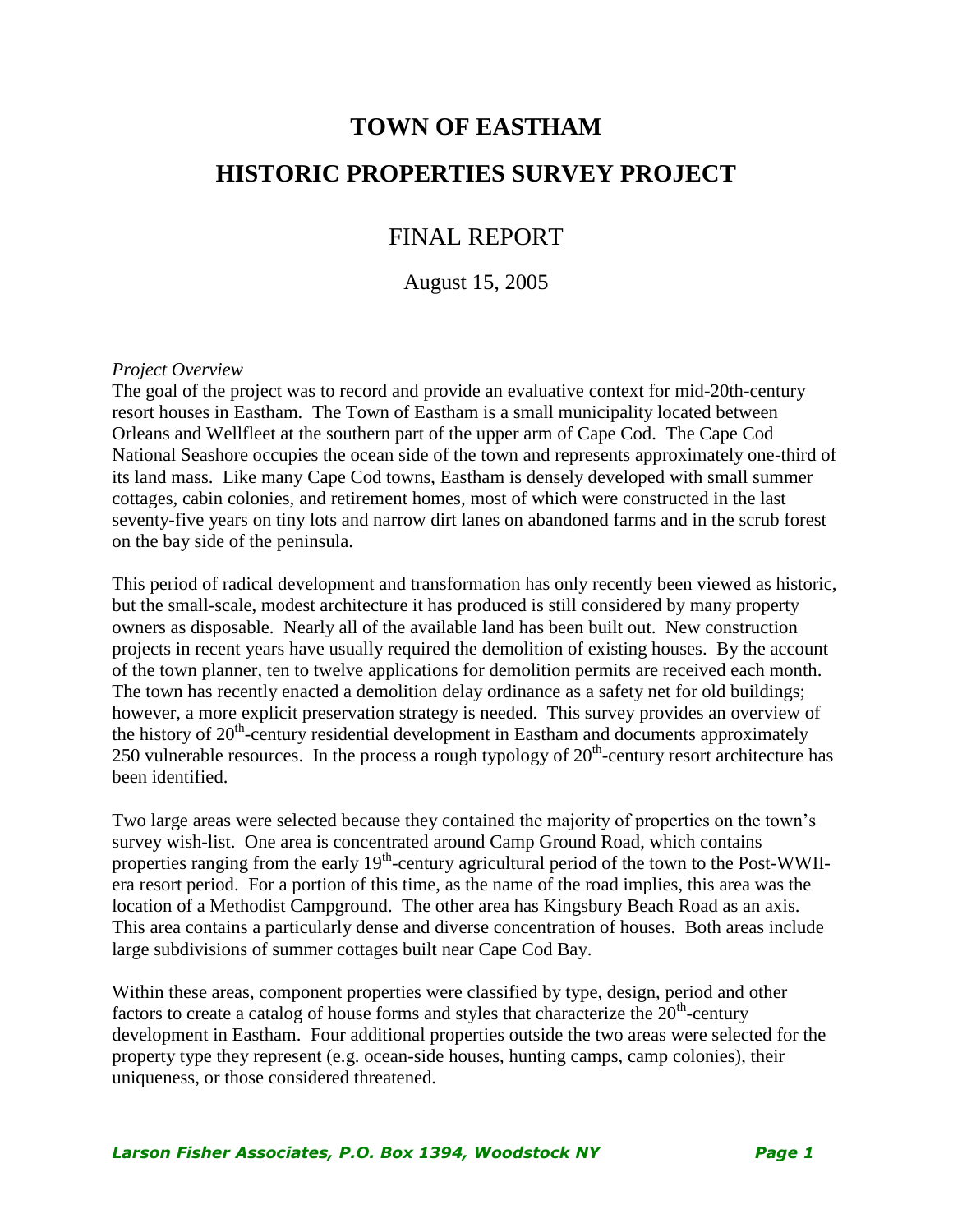# TOWN OF EASTHAM

# HISTORIC PROPERTIES SURVEY PROJECT

## FINAL REPORT

August 15, 2005

*Project Overview*

The goal of the project was to record and provide an evaluative context for mid-20th-century resort houses in Eastham. The Town of Eastham is a small municipality located between Orleans and Wellfleet at the southern part of the upper arm of Cape Cod. The Cape Cod National Seashore occupies the ocean side of the town and represents approximately one-third of its land mass. Like many Cape Cod towns, Eastham is densely developed with small summer cottages, cabin colonies, and retirement homes, most of which were constructed in the last seventy-five years on tiny lots and narrow dirt lanes on abandoned farms and in the scrub forest on the bay side of the peninsula.

This period of radical development and transformation has only recently been viewed as historic, but the small-scale, modest architecture it has produced is still considered by many property owners as disposable. Nearly all of the available land has been built out. New construction projects in recent years have usually required the demolition of existing houses. By the account of the town planner, ten to twelve applications for demolition permits are received each month. The town has recently enacted a demolition delay ordinance as a safety net for old buildings; however, a more explicit preservation strategy is needed. This survey provides an overview of the history of 20th-century residential development in Eastham and documents approximately 250 vulnerable resources. In the process a rough typology of 20th-century resort architecture has been identified.

Two large areas were selected because they contained the majority of properties on the town's survey wish-list. One area is concentrated around Camp Ground Road, which contains properties ranging from the early 19th-century agricultural period of the town to the Post-WWII-era resort period. For a portion of this time, as the name of the road implies, this area was the location of a Methodist Campground. The other area has Kingsbury Beach Road as an axis. This area contains a particularly dense and diverse concentration of houses. Both areas include large subdivisions of summer cottages built near Cape Cod Bay.

Within these areas, component properties were classified by type, design, period and other factors to create a catalog of house forms and styles that characterize the 20th-century development in Eastham. Four additional properties outside the two areas were selected for the property type they represent (e.g. ocean-side houses, hunting camps, camp colonies), their uniqueness, or those considered threatened.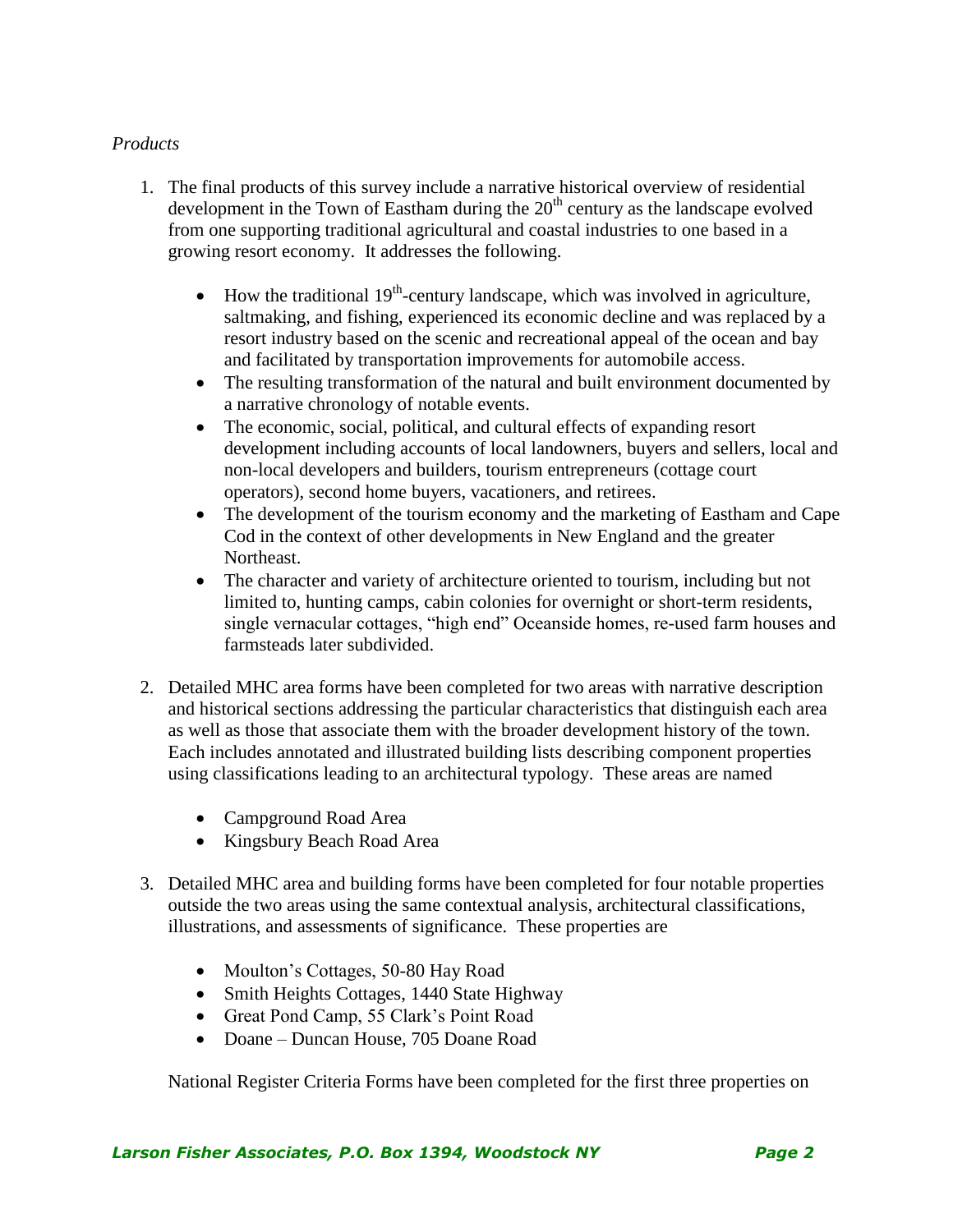*Products*

1. The final products of this survey include a narrative historical overview of residential development in the Town of Eastham during the 20th century as the landscape evolved from one supporting traditional agricultural and coastal industries to one based in a growing resort economy. It addresses the following.

    - How the traditional 19th-century landscape, which was involved in agriculture, saltmaking, and fishing, experienced its economic decline and was replaced by a resort industry based on the scenic and recreational appeal of the ocean and bay and facilitated by transportation improvements for automobile access.
    - The resulting transformation of the natural and built environment documented by a narrative chronology of notable events.
    - The economic, social, political, and cultural effects of expanding resort development including accounts of local landowners, buyers and sellers, local and non-local developers and builders, tourism entrepreneurs (cottage court operators), second home buyers, vacationers, and retirees.
    - The development of the tourism economy and the marketing of Eastham and Cape Cod in the context of other developments in New England and the greater Northeast.
    - The character and variety of architecture oriented to tourism, including but not limited to, hunting camps, cabin colonies for overnight or short-term residents, single vernacular cottages, "high end" Oceanside homes, re-used farm houses and farmsteads later subdivided.

2. Detailed MHC area forms have been completed for two areas with narrative description and historical sections addressing the particular characteristics that distinguish each area as well as those that associate them with the broader development history of the town. Each includes annotated and illustrated building lists describing component properties using classifications leading to an architectural typology. These areas are named

    - Campground Road Area
    - Kingsbury Beach Road Area

3. Detailed MHC area and building forms have been completed for four notable properties outside the two areas using the same contextual analysis, architectural classifications, illustrations, and assessments of significance. These properties are

    - Moulton's Cottages, 50-80 Hay Road
    - Smith Heights Cottages, 1440 State Highway
    - Great Pond Camp, 55 Clark's Point Road
    - Doane – Duncan House, 705 Doane Road

    National Register Criteria Forms have been completed for the first three properties on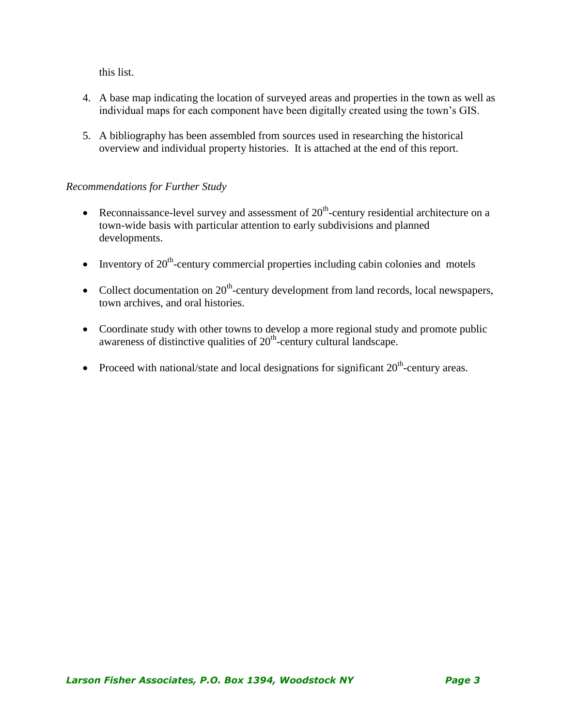this list.

4. A base map indicating the location of surveyed areas and properties in the town as well as individual maps for each component have been digitally created using the town's GIS.

5. A bibliography has been assembled from sources used in researching the historical overview and individual property histories. It is attached at the end of this report.

*Recommendations for Further Study*

- Reconnaissance-level survey and assessment of 20th-century residential architecture on a town-wide basis with particular attention to early subdivisions and planned developments.

- Inventory of 20th-century commercial properties including cabin colonies and motels

- Collect documentation on 20th-century development from land records, local newspapers, town archives, and oral histories.

- Coordinate study with other towns to develop a more regional study and promote public awareness of distinctive qualities of 20th-century cultural landscape.

- Proceed with national/state and local designations for significant 20th-century areas.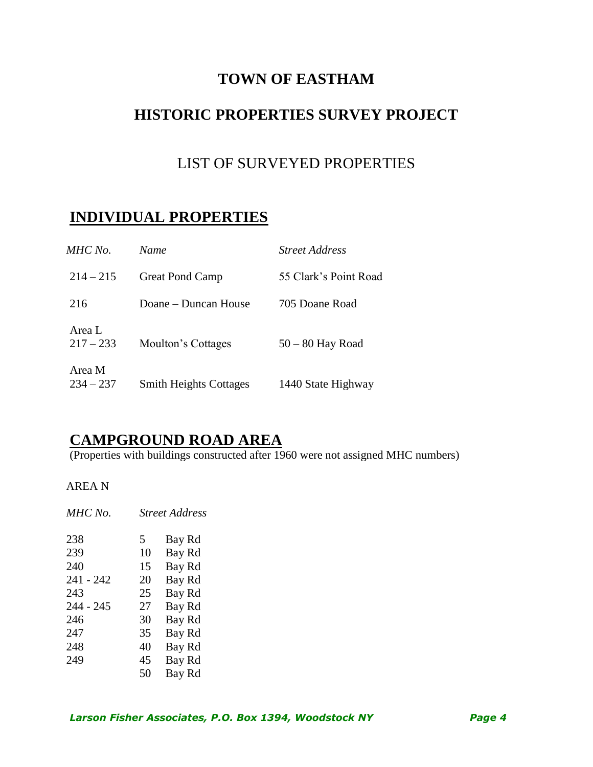# TOWN OF EASTHAM

## HISTORIC PROPERTIES SURVEY PROJECT

## LIST OF SURVEYED PROPERTIES

## INDIVIDUAL PROPERTIES

| *MHC No.* | *Name* | *Street Address* |
|---|---|---|
| 214 – 215 | Great Pond Camp | 55 Clark's Point Road |
| 216 | Doane – Duncan House | 705 Doane Road |
| Area L<br>217 – 233 | Moulton's Cottages | 50 – 80 Hay Road |
| Area M<br>234 – 237 | Smith Heights Cottages | 1440 State Highway |

## CAMPGROUND ROAD AREA

(Properties with buildings constructed after 1960 were not assigned MHC numbers)

AREA N

| *MHC No.* | *Street Address* | |
|---|---|---|
| 238 | 5 | Bay Rd |
| 239 | 10 | Bay Rd |
| 240 | 15 | Bay Rd |
| 241 - 242 | 20 | Bay Rd |
| 243 | 25 | Bay Rd |
| 244 - 245 | 27 | Bay Rd |
| 246 | 30 | Bay Rd |
| 247 | 35 | Bay Rd |
| 248 | 40 | Bay Rd |
| 249 | 45 | Bay Rd |
| | 50 | Bay Rd |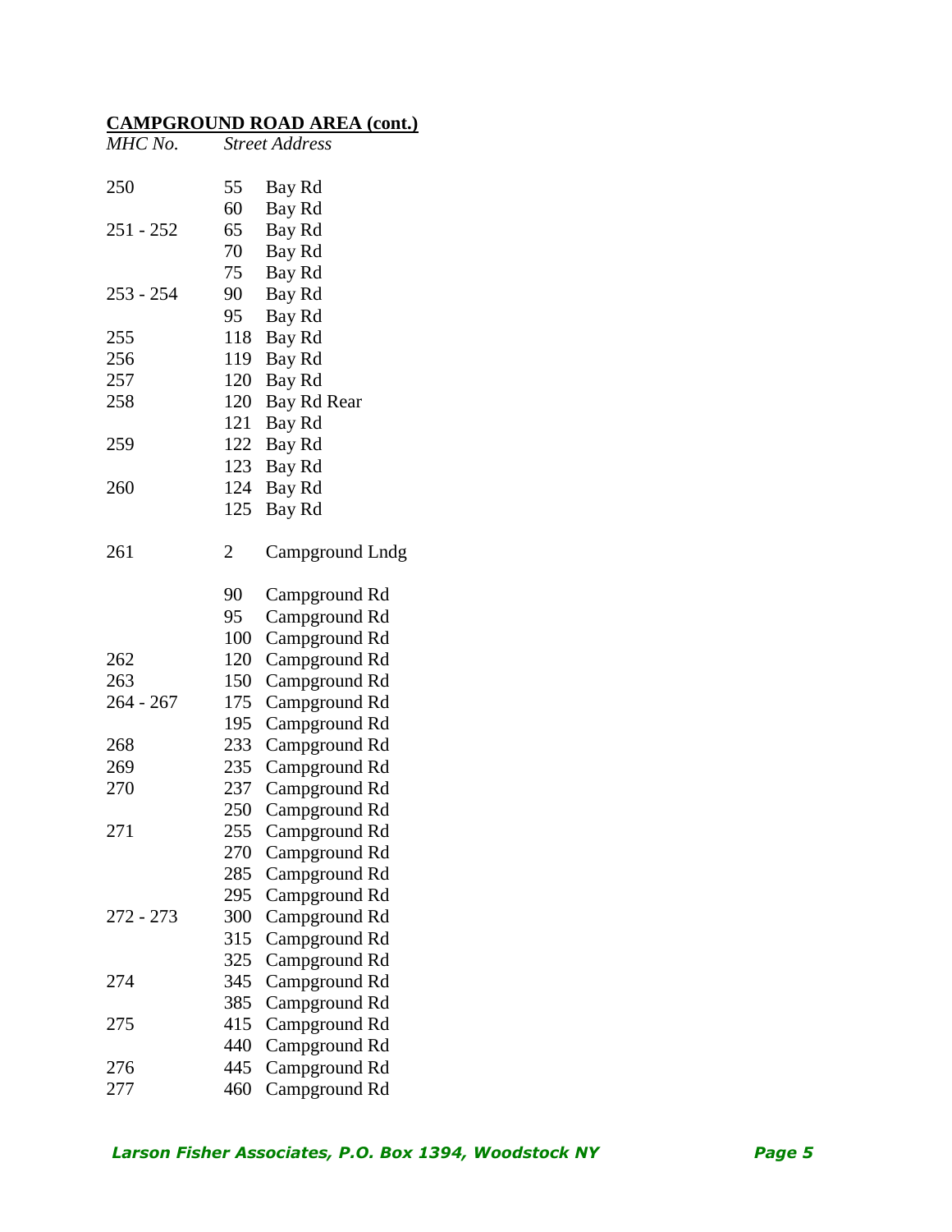**CAMPGROUND ROAD AREA (cont.)**

| *MHC No.* | *Street Address* | |
|---|---|---|
| 250 | 55 | Bay Rd |
| | 60 | Bay Rd |
| 251 - 252 | 65 | Bay Rd |
| | 70 | Bay Rd |
| | 75 | Bay Rd |
| 253 - 254 | 90 | Bay Rd |
| | 95 | Bay Rd |
| 255 | 118 | Bay Rd |
| 256 | 119 | Bay Rd |
| 257 | 120 | Bay Rd |
| 258 | 120 | Bay Rd Rear |
| | 121 | Bay Rd |
| 259 | 122 | Bay Rd |
| | 123 | Bay Rd |
| 260 | 124 | Bay Rd |
| | 125 | Bay Rd |
| 261 | 2 | Campground Lndg |
| | 90 | Campground Rd |
| | 95 | Campground Rd |
| | 100 | Campground Rd |
| 262 | 120 | Campground Rd |
| 263 | 150 | Campground Rd |
| 264 - 267 | 175 | Campground Rd |
| | 195 | Campground Rd |
| 268 | 233 | Campground Rd |
| 269 | 235 | Campground Rd |
| 270 | 237 | Campground Rd |
| | 250 | Campground Rd |
| 271 | 255 | Campground Rd |
| | 270 | Campground Rd |
| | 285 | Campground Rd |
| | 295 | Campground Rd |
| 272 - 273 | 300 | Campground Rd |
| | 315 | Campground Rd |
| | 325 | Campground Rd |
| 274 | 345 | Campground Rd |
| | 385 | Campground Rd |
| 275 | 415 | Campground Rd |
| | 440 | Campground Rd |
| 276 | 445 | Campground Rd |
| 277 | 460 | Campground Rd |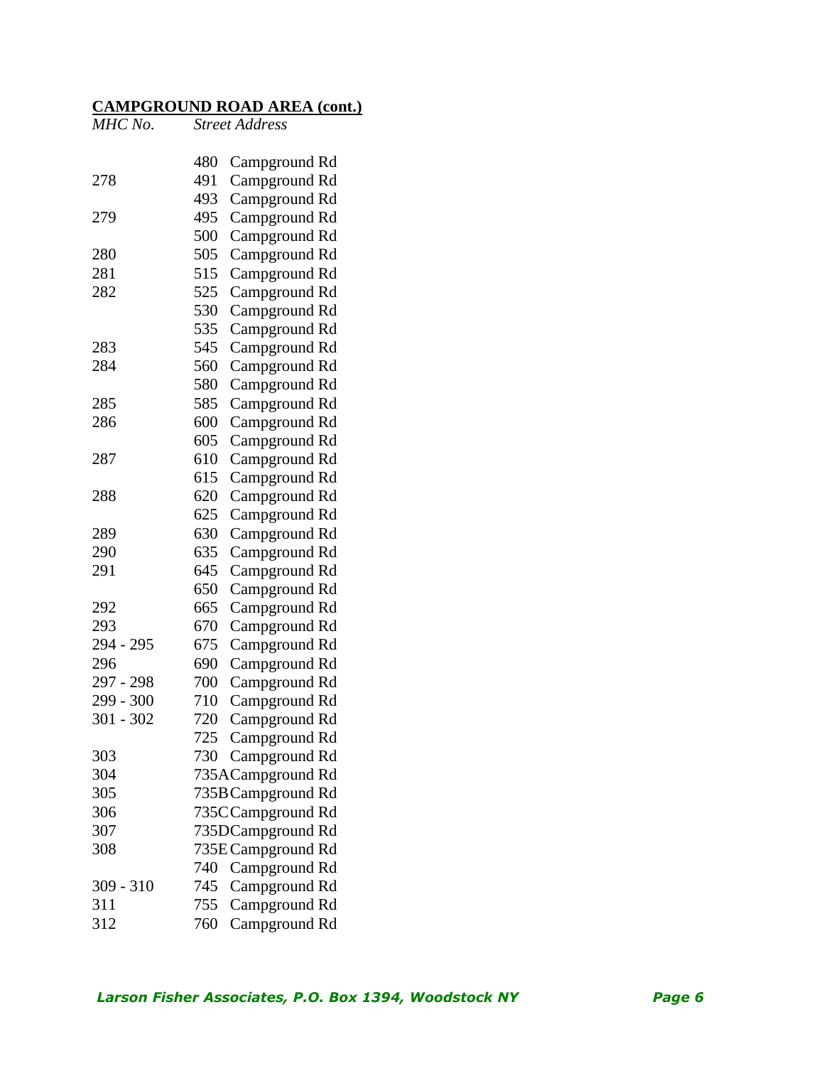**CAMPGROUND ROAD AREA (cont.)**

| *MHC No.* | *Street Address* |
|---|---|
| | 480 Campground Rd |
| 278 | 491 Campground Rd |
| | 493 Campground Rd |
| 279 | 495 Campground Rd |
| | 500 Campground Rd |
| 280 | 505 Campground Rd |
| 281 | 515 Campground Rd |
| 282 | 525 Campground Rd |
| | 530 Campground Rd |
| | 535 Campground Rd |
| 283 | 545 Campground Rd |
| 284 | 560 Campground Rd |
| | 580 Campground Rd |
| 285 | 585 Campground Rd |
| 286 | 600 Campground Rd |
| | 605 Campground Rd |
| 287 | 610 Campground Rd |
| | 615 Campground Rd |
| 288 | 620 Campground Rd |
| | 625 Campground Rd |
| 289 | 630 Campground Rd |
| 290 | 635 Campground Rd |
| 291 | 645 Campground Rd |
| | 650 Campground Rd |
| 292 | 665 Campground Rd |
| 293 | 670 Campground Rd |
| 294 - 295 | 675 Campground Rd |
| 296 | 690 Campground Rd |
| 297 - 298 | 700 Campground Rd |
| 299 - 300 | 710 Campground Rd |
| 301 - 302 | 720 Campground Rd |
| | 725 Campground Rd |
| 303 | 730 Campground Rd |
| 304 | 735A Campground Rd |
| 305 | 735B Campground Rd |
| 306 | 735C Campground Rd |
| 307 | 735D Campground Rd |
| 308 | 735E Campground Rd |
| | 740 Campground Rd |
| 309 - 310 | 745 Campground Rd |
| 311 | 755 Campground Rd |
| 312 | 760 Campground Rd |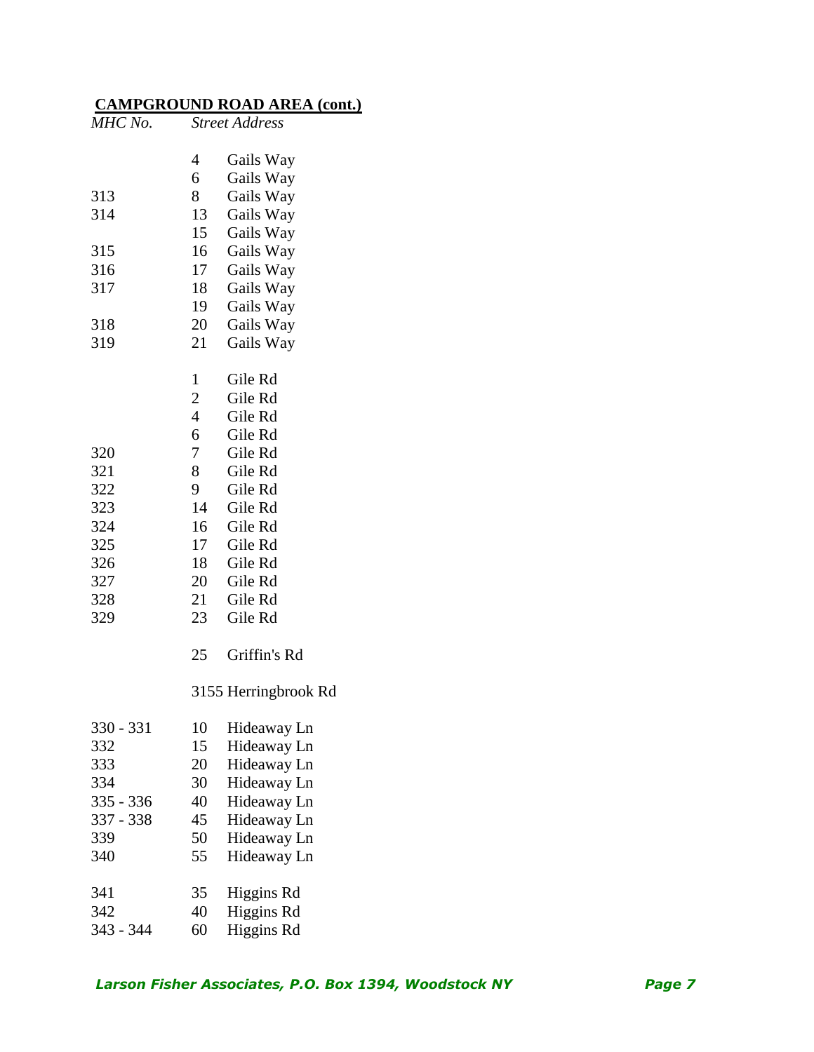## CAMPGROUND ROAD AREA (cont.)

| *MHC No.* | *Street Address* |
|---|---|
| | 4 Gails Way |
| | 6 Gails Way |
| 313 | 8 Gails Way |
| 314 | 13 Gails Way |
| | 15 Gails Way |
| 315 | 16 Gails Way |
| 316 | 17 Gails Way |
| 317 | 18 Gails Way |
| | 19 Gails Way |
| 318 | 20 Gails Way |
| 319 | 21 Gails Way |
| | 1 Gile Rd |
| | 2 Gile Rd |
| | 4 Gile Rd |
| | 6 Gile Rd |
| 320 | 7 Gile Rd |
| 321 | 8 Gile Rd |
| 322 | 9 Gile Rd |
| 323 | 14 Gile Rd |
| 324 | 16 Gile Rd |
| 325 | 17 Gile Rd |
| 326 | 18 Gile Rd |
| 327 | 20 Gile Rd |
| 328 | 21 Gile Rd |
| 329 | 23 Gile Rd |
| | 25 Griffin's Rd |
| | 3155 Herringbrook Rd |
| 330 - 331 | 10 Hideaway Ln |
| 332 | 15 Hideaway Ln |
| 333 | 20 Hideaway Ln |
| 334 | 30 Hideaway Ln |
| 335 - 336 | 40 Hideaway Ln |
| 337 - 338 | 45 Hideaway Ln |
| 339 | 50 Hideaway Ln |
| 340 | 55 Hideaway Ln |
| 341 | 35 Higgins Rd |
| 342 | 40 Higgins Rd |
| 343 - 344 | 60 Higgins Rd |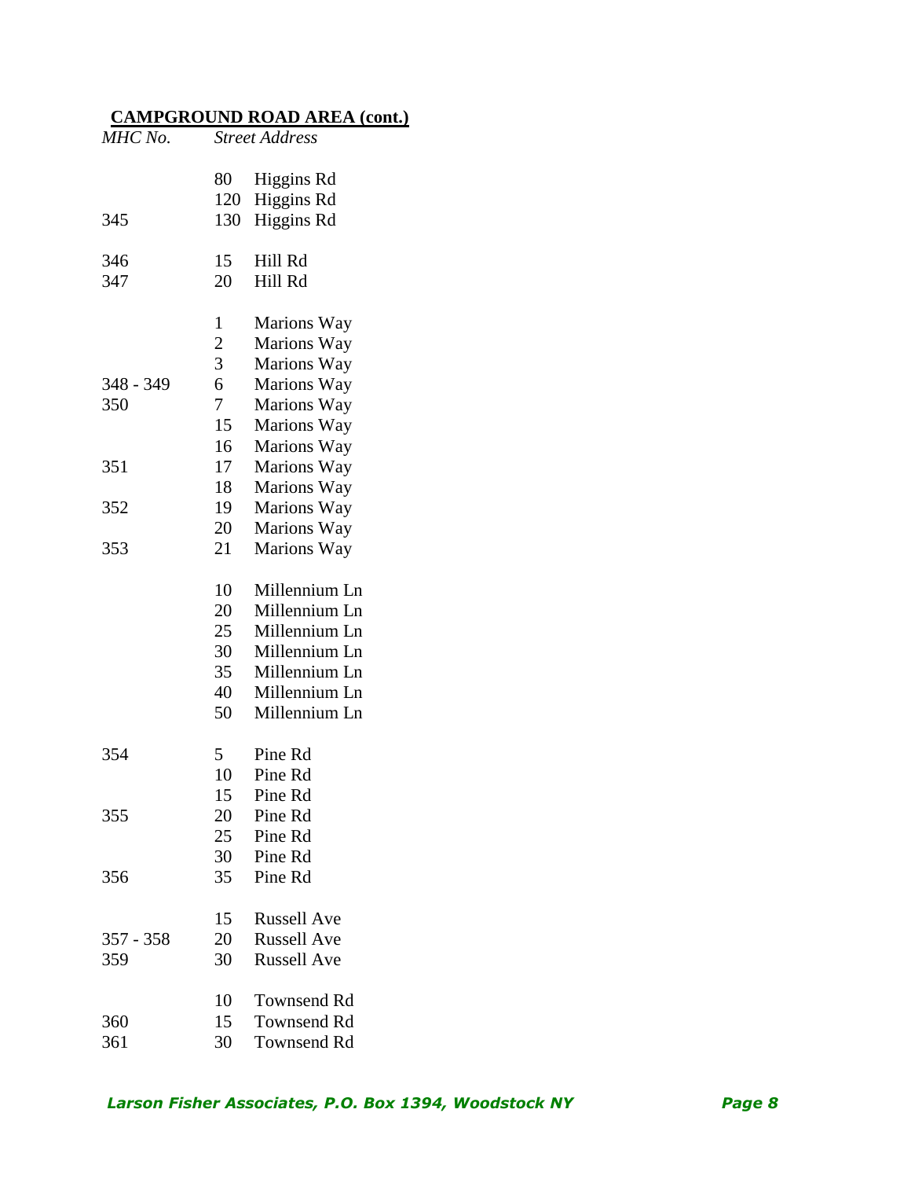**CAMPGROUND ROAD AREA (cont.)**

| *MHC No.* | *Street Address* | |
|---|---|---|
| | 80 | Higgins Rd |
| | 120 | Higgins Rd |
| 345 | 130 | Higgins Rd |
| | | |
| 346 | 15 | Hill Rd |
| 347 | 20 | Hill Rd |
| | | |
| | 1 | Marions Way |
| | 2 | Marions Way |
| | 3 | Marions Way |
| 348 - 349 | 6 | Marions Way |
| 350 | 7 | Marions Way |
| | 15 | Marions Way |
| | 16 | Marions Way |
| 351 | 17 | Marions Way |
| | 18 | Marions Way |
| 352 | 19 | Marions Way |
| | 20 | Marions Way |
| 353 | 21 | Marions Way |
| | | |
| | 10 | Millennium Ln |
| | 20 | Millennium Ln |
| | 25 | Millennium Ln |
| | 30 | Millennium Ln |
| | 35 | Millennium Ln |
| | 40 | Millennium Ln |
| | 50 | Millennium Ln |
| | | |
| 354 | 5 | Pine Rd |
| | 10 | Pine Rd |
| | 15 | Pine Rd |
| 355 | 20 | Pine Rd |
| | 25 | Pine Rd |
| | 30 | Pine Rd |
| 356 | 35 | Pine Rd |
| | | |
| | 15 | Russell Ave |
| 357 - 358 | 20 | Russell Ave |
| 359 | 30 | Russell Ave |
| | | |
| | 10 | Townsend Rd |
| 360 | 15 | Townsend Rd |
| 361 | 30 | Townsend Rd |

*Larson Fisher Associates, P.O. Box 1394, Woodstock NY*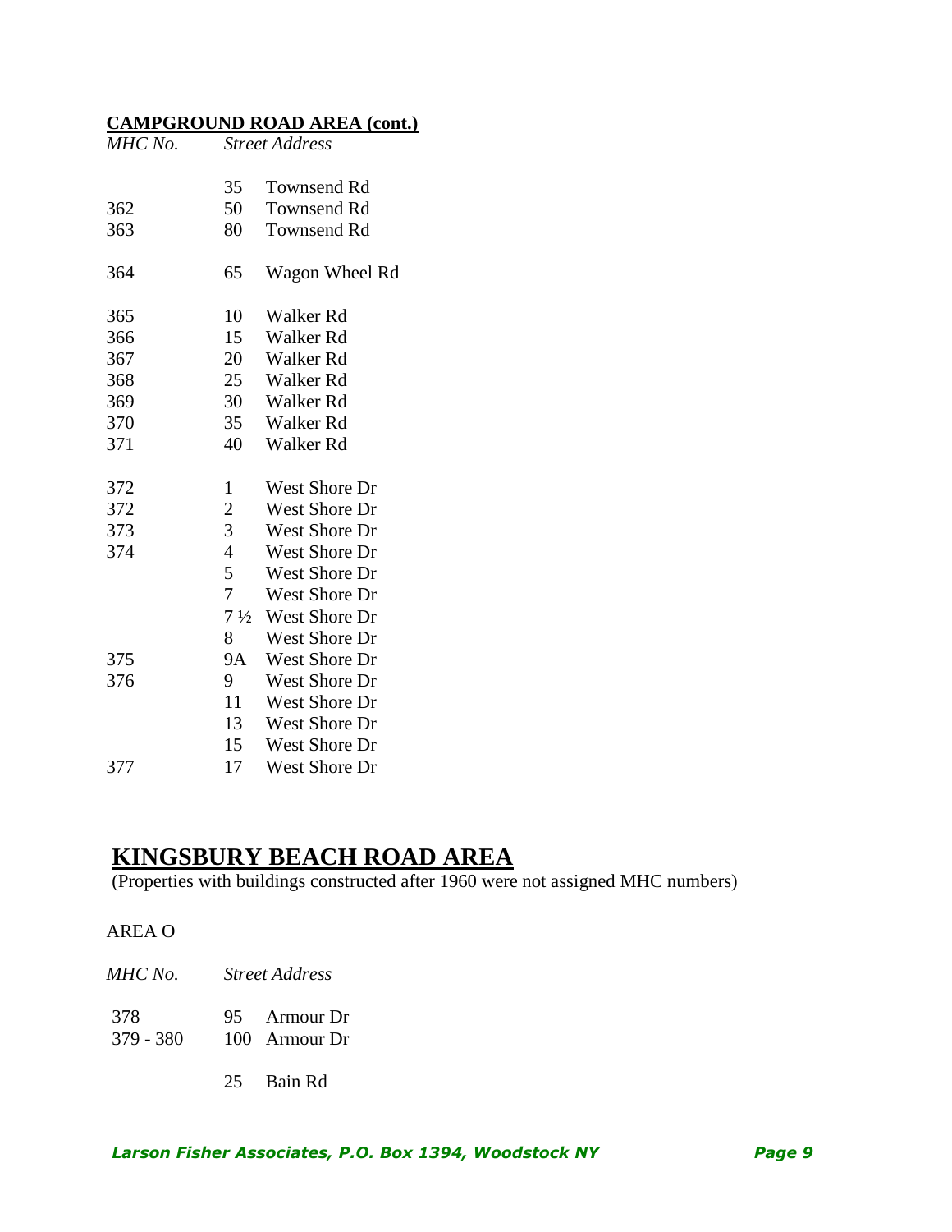**CAMPGROUND ROAD AREA (cont.)**

| *MHC No.* | *Street Address* | |
|---|---|---|
| | 35 | Townsend Rd |
| 362 | 50 | Townsend Rd |
| 363 | 80 | Townsend Rd |
| | | |
| 364 | 65 | Wagon Wheel Rd |
| | | |
| 365 | 10 | Walker Rd |
| 366 | 15 | Walker Rd |
| 367 | 20 | Walker Rd |
| 368 | 25 | Walker Rd |
| 369 | 30 | Walker Rd |
| 370 | 35 | Walker Rd |
| 371 | 40 | Walker Rd |
| | | |
| 372 | 1 | West Shore Dr |
| 372 | 2 | West Shore Dr |
| 373 | 3 | West Shore Dr |
| 374 | 4 | West Shore Dr |
| | 5 | West Shore Dr |
| | 7 | West Shore Dr |
| | 7 ½ | West Shore Dr |
| | 8 | West Shore Dr |
| 375 | 9A | West Shore Dr |
| 376 | 9 | West Shore Dr |
| | 11 | West Shore Dr |
| | 13 | West Shore Dr |
| | 15 | West Shore Dr |
| 377 | 17 | West Shore Dr |

# KINGSBURY BEACH ROAD AREA

(Properties with buildings constructed after 1960 were not assigned MHC numbers)

AREA O

| *MHC No.* | *Street Address* | |
|---|---|---|
| 378 | 95 | Armour Dr |
| 379 - 380 | 100 | Armour Dr |
| | | |
| | 25 | Bain Rd |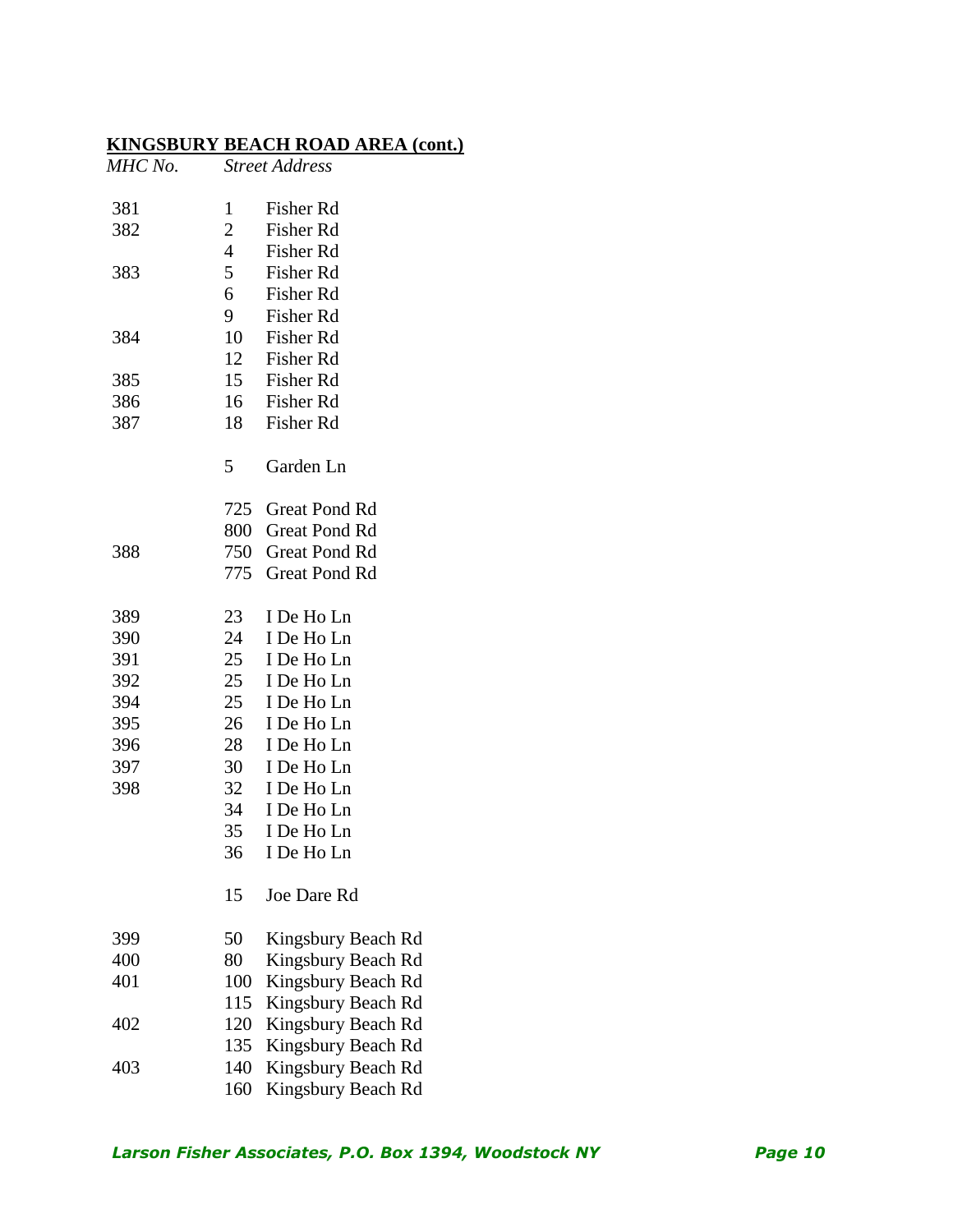## KINGSBURY BEACH ROAD AREA (cont.)

| *MHC No.* | *Street Address* | |
|---|---|---|
| 381 | 1 | Fisher Rd |
| 382 | 2 | Fisher Rd |
| | 4 | Fisher Rd |
| 383 | 5 | Fisher Rd |
| | 6 | Fisher Rd |
| | 9 | Fisher Rd |
| 384 | 10 | Fisher Rd |
| | 12 | Fisher Rd |
| 385 | 15 | Fisher Rd |
| 386 | 16 | Fisher Rd |
| 387 | 18 | Fisher Rd |
| | | |
| | 5 | Garden Ln |
| | | |
| | 725 | Great Pond Rd |
| | 800 | Great Pond Rd |
| 388 | 750 | Great Pond Rd |
| | 775 | Great Pond Rd |
| | | |
| 389 | 23 | I De Ho Ln |
| 390 | 24 | I De Ho Ln |
| 391 | 25 | I De Ho Ln |
| 392 | 25 | I De Ho Ln |
| 394 | 25 | I De Ho Ln |
| 395 | 26 | I De Ho Ln |
| 396 | 28 | I De Ho Ln |
| 397 | 30 | I De Ho Ln |
| 398 | 32 | I De Ho Ln |
| | 34 | I De Ho Ln |
| | 35 | I De Ho Ln |
| | 36 | I De Ho Ln |
| | | |
| | 15 | Joe Dare Rd |
| | | |
| 399 | 50 | Kingsbury Beach Rd |
| 400 | 80 | Kingsbury Beach Rd |
| 401 | 100 | Kingsbury Beach Rd |
| | 115 | Kingsbury Beach Rd |
| 402 | 120 | Kingsbury Beach Rd |
| | 135 | Kingsbury Beach Rd |
| 403 | 140 | Kingsbury Beach Rd |
| | 160 | Kingsbury Beach Rd |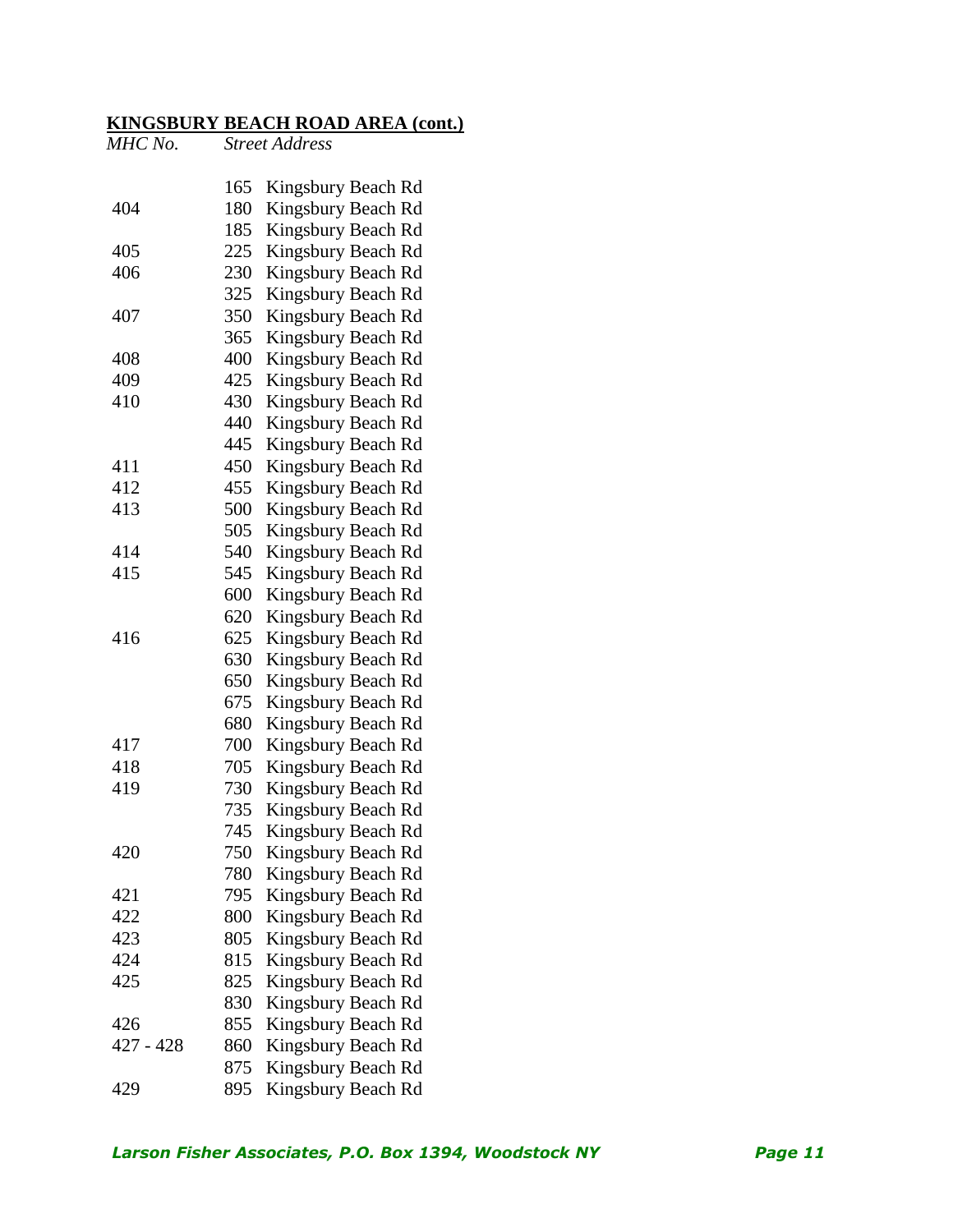## KINGSBURY BEACH ROAD AREA (cont.)

| *MHC No.* | *Street Address* |
|---|---|
| | 165 Kingsbury Beach Rd |
| 404 | 180 Kingsbury Beach Rd |
| | 185 Kingsbury Beach Rd |
| 405 | 225 Kingsbury Beach Rd |
| 406 | 230 Kingsbury Beach Rd |
| | 325 Kingsbury Beach Rd |
| 407 | 350 Kingsbury Beach Rd |
| | 365 Kingsbury Beach Rd |
| 408 | 400 Kingsbury Beach Rd |
| 409 | 425 Kingsbury Beach Rd |
| 410 | 430 Kingsbury Beach Rd |
| | 440 Kingsbury Beach Rd |
| | 445 Kingsbury Beach Rd |
| 411 | 450 Kingsbury Beach Rd |
| 412 | 455 Kingsbury Beach Rd |
| 413 | 500 Kingsbury Beach Rd |
| | 505 Kingsbury Beach Rd |
| 414 | 540 Kingsbury Beach Rd |
| 415 | 545 Kingsbury Beach Rd |
| | 600 Kingsbury Beach Rd |
| | 620 Kingsbury Beach Rd |
| 416 | 625 Kingsbury Beach Rd |
| | 630 Kingsbury Beach Rd |
| | 650 Kingsbury Beach Rd |
| | 675 Kingsbury Beach Rd |
| | 680 Kingsbury Beach Rd |
| 417 | 700 Kingsbury Beach Rd |
| 418 | 705 Kingsbury Beach Rd |
| 419 | 730 Kingsbury Beach Rd |
| | 735 Kingsbury Beach Rd |
| | 745 Kingsbury Beach Rd |
| 420 | 750 Kingsbury Beach Rd |
| | 780 Kingsbury Beach Rd |
| 421 | 795 Kingsbury Beach Rd |
| 422 | 800 Kingsbury Beach Rd |
| 423 | 805 Kingsbury Beach Rd |
| 424 | 815 Kingsbury Beach Rd |
| 425 | 825 Kingsbury Beach Rd |
| | 830 Kingsbury Beach Rd |
| 426 | 855 Kingsbury Beach Rd |
| 427 - 428 | 860 Kingsbury Beach Rd |
| | 875 Kingsbury Beach Rd |
| 429 | 895 Kingsbury Beach Rd |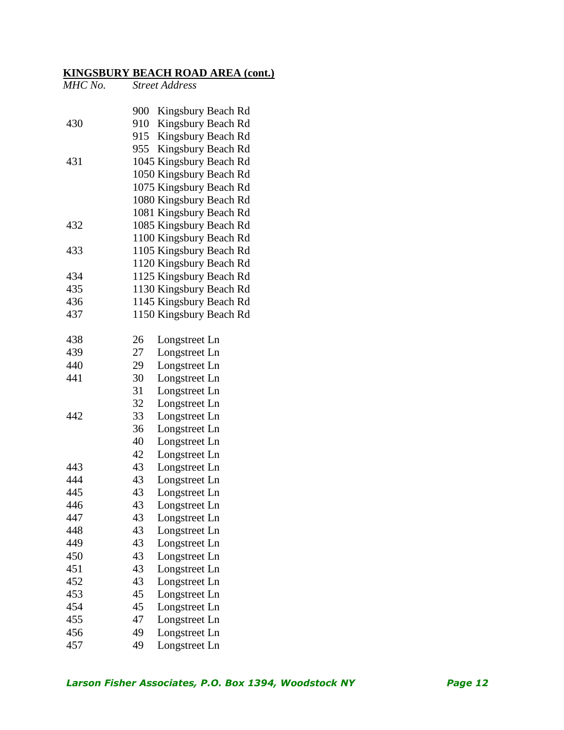**KINGSBURY BEACH ROAD AREA (cont.)**

| *MHC No.* | *Street Address* |
|---|---|
| | 900 Kingsbury Beach Rd |
| 430 | 910 Kingsbury Beach Rd |
| | 915 Kingsbury Beach Rd |
| | 955 Kingsbury Beach Rd |
| 431 | 1045 Kingsbury Beach Rd |
| | 1050 Kingsbury Beach Rd |
| | 1075 Kingsbury Beach Rd |
| | 1080 Kingsbury Beach Rd |
| | 1081 Kingsbury Beach Rd |
| 432 | 1085 Kingsbury Beach Rd |
| | 1100 Kingsbury Beach Rd |
| 433 | 1105 Kingsbury Beach Rd |
| | 1120 Kingsbury Beach Rd |
| 434 | 1125 Kingsbury Beach Rd |
| 435 | 1130 Kingsbury Beach Rd |
| 436 | 1145 Kingsbury Beach Rd |
| 437 | 1150 Kingsbury Beach Rd |
| | |
| 438 | 26 Longstreet Ln |
| 439 | 27 Longstreet Ln |
| 440 | 29 Longstreet Ln |
| 441 | 30 Longstreet Ln |
| | 31 Longstreet Ln |
| | 32 Longstreet Ln |
| 442 | 33 Longstreet Ln |
| | 36 Longstreet Ln |
| | 40 Longstreet Ln |
| | 42 Longstreet Ln |
| 443 | 43 Longstreet Ln |
| 444 | 43 Longstreet Ln |
| 445 | 43 Longstreet Ln |
| 446 | 43 Longstreet Ln |
| 447 | 43 Longstreet Ln |
| 448 | 43 Longstreet Ln |
| 449 | 43 Longstreet Ln |
| 450 | 43 Longstreet Ln |
| 451 | 43 Longstreet Ln |
| 452 | 43 Longstreet Ln |
| 453 | 45 Longstreet Ln |
| 454 | 45 Longstreet Ln |
| 455 | 47 Longstreet Ln |
| 456 | 49 Longstreet Ln |
| 457 | 49 Longstreet Ln |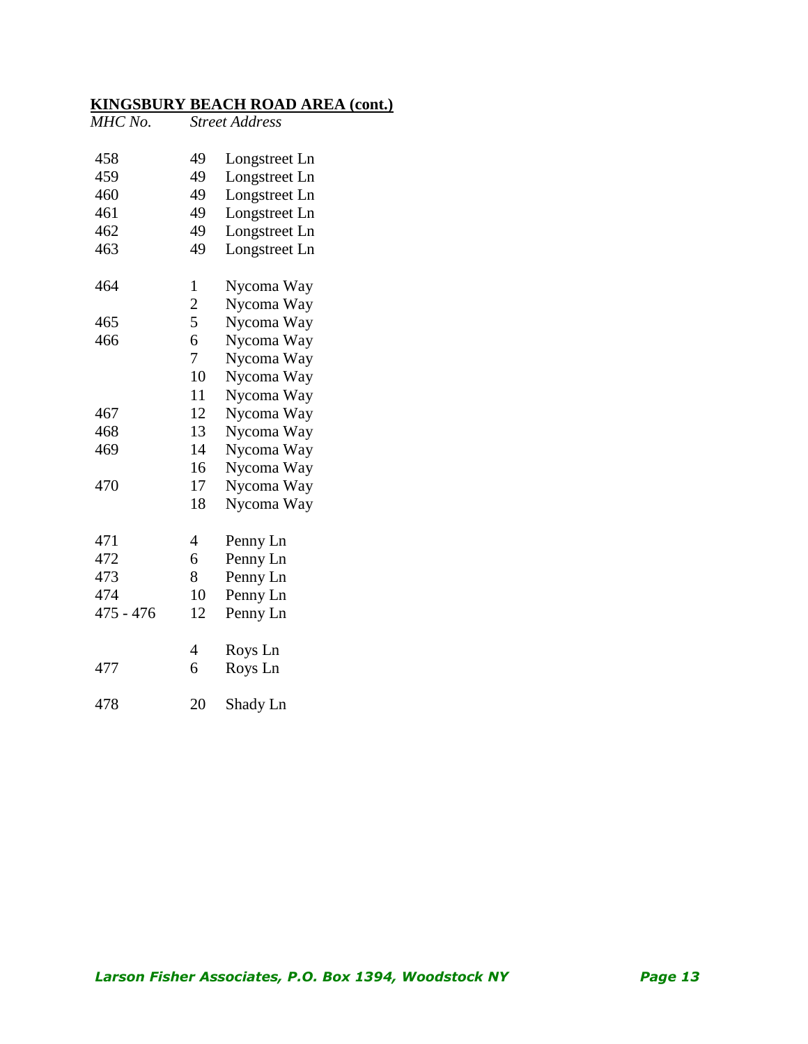**KINGSBURY BEACH ROAD AREA (cont.)**

| *MHC No.* | *Street Address* | |
|---|---|---|
| 458 | 49 | Longstreet Ln |
| 459 | 49 | Longstreet Ln |
| 460 | 49 | Longstreet Ln |
| 461 | 49 | Longstreet Ln |
| 462 | 49 | Longstreet Ln |
| 463 | 49 | Longstreet Ln |
| 464 | 1 | Nycoma Way |
| | 2 | Nycoma Way |
| 465 | 5 | Nycoma Way |
| 466 | 6 | Nycoma Way |
| | 7 | Nycoma Way |
| | 10 | Nycoma Way |
| | 11 | Nycoma Way |
| 467 | 12 | Nycoma Way |
| 468 | 13 | Nycoma Way |
| 469 | 14 | Nycoma Way |
| | 16 | Nycoma Way |
| 470 | 17 | Nycoma Way |
| | 18 | Nycoma Way |
| 471 | 4 | Penny Ln |
| 472 | 6 | Penny Ln |
| 473 | 8 | Penny Ln |
| 474 | 10 | Penny Ln |
| 475 - 476 | 12 | Penny Ln |
| | 4 | Roys Ln |
| 477 | 6 | Roys Ln |
| 478 | 20 | Shady Ln |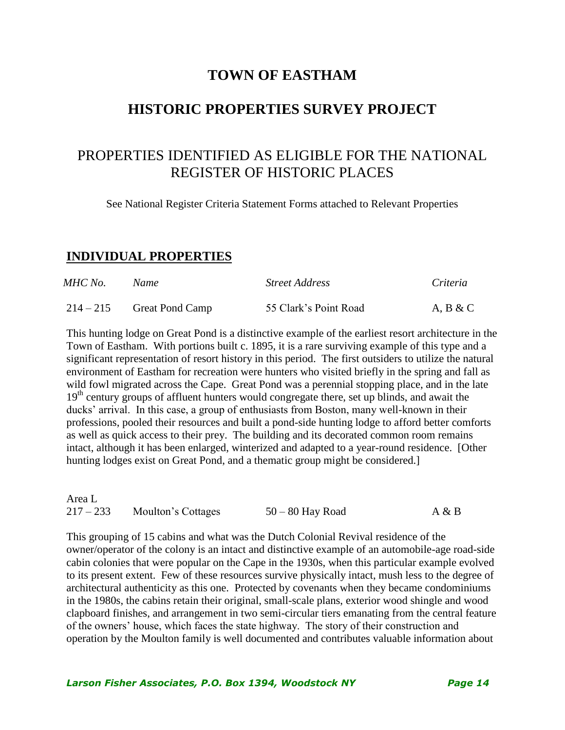# TOWN OF EASTHAM

# HISTORIC PROPERTIES SURVEY PROJECT

## PROPERTIES IDENTIFIED AS ELIGIBLE FOR THE NATIONAL REGISTER OF HISTORIC PLACES

See National Register Criteria Statement Forms attached to Relevant Properties

## INDIVIDUAL PROPERTIES

| *MHC No.* | *Name* | *Street Address* | *Criteria* |
|---|---|---|---|
| 214 – 215 | Great Pond Camp | 55 Clark's Point Road | A, B & C |

This hunting lodge on Great Pond is a distinctive example of the earliest resort architecture in the Town of Eastham. With portions built c. 1895, it is a rare surviving example of this type and a significant representation of resort history in this period. The first outsiders to utilize the natural environment of Eastham for recreation were hunters who visited briefly in the spring and fall as wild fowl migrated across the Cape. Great Pond was a perennial stopping place, and in the late 19th century groups of affluent hunters would congregate there, set up blinds, and await the ducks' arrival. In this case, a group of enthusiasts from Boston, many well-known in their professions, pooled their resources and built a pond-side hunting lodge to afford better comforts as well as quick access to their prey. The building and its decorated common room remains intact, although it has been enlarged, winterized and adapted to a year-round residence. [Other hunting lodges exist on Great Pond, and a thematic group might be considered.]

| | | | |
|---|---|---|---|
| Area L<br>217 – 233 | Moulton's Cottages | 50 – 80 Hay Road | A & B |

This grouping of 15 cabins and what was the Dutch Colonial Revival residence of the owner/operator of the colony is an intact and distinctive example of an automobile-age road-side cabin colonies that were popular on the Cape in the 1930s, when this particular example evolved to its present extent. Few of these resources survive physically intact, mush less to the degree of architectural authenticity as this one. Protected by covenants when they became condominiums in the 1980s, the cabins retain their original, small-scale plans, exterior wood shingle and wood clapboard finishes, and arrangement in two semi-circular tiers emanating from the central feature of the owners' house, which faces the state highway. The story of their construction and operation by the Moulton family is well documented and contributes valuable information about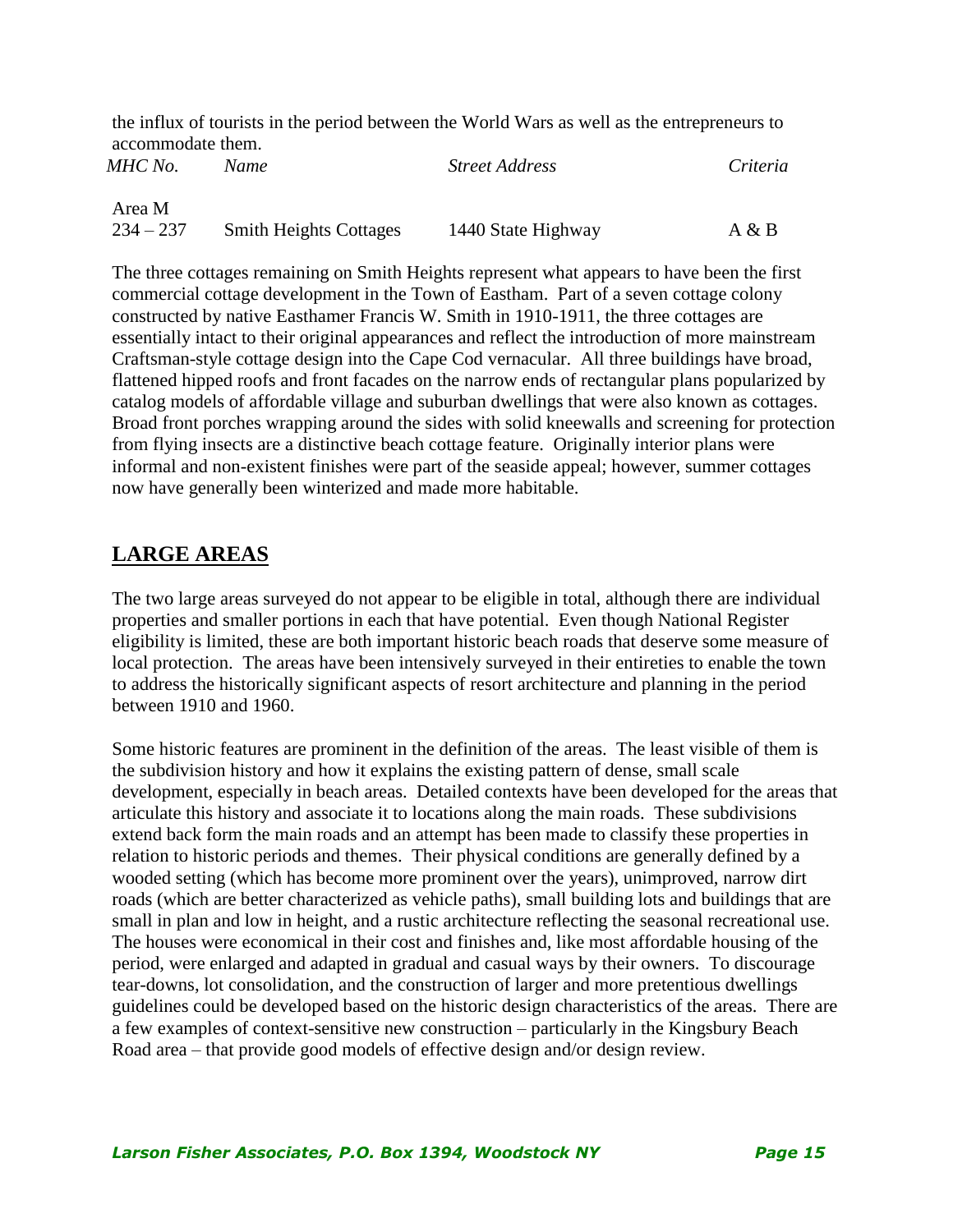the influx of tourists in the period between the World Wars as well as the entrepreneurs to accommodate them.

| *MHC No.* | *Name* | *Street Address* | *Criteria* |
|---|---|---|---|
| Area M | | | |
| 234 – 237 | Smith Heights Cottages | 1440 State Highway | A & B |

The three cottages remaining on Smith Heights represent what appears to have been the first commercial cottage development in the Town of Eastham. Part of a seven cottage colony constructed by native Easthamer Francis W. Smith in 1910-1911, the three cottages are essentially intact to their original appearances and reflect the introduction of more mainstream Craftsman-style cottage design into the Cape Cod vernacular. All three buildings have broad, flattened hipped roofs and front facades on the narrow ends of rectangular plans popularized by catalog models of affordable village and suburban dwellings that were also known as cottages. Broad front porches wrapping around the sides with solid kneewalls and screening for protection from flying insects are a distinctive beach cottage feature. Originally interior plans were informal and non-existent finishes were part of the seaside appeal; however, summer cottages now have generally been winterized and made more habitable.

## LARGE AREAS

The two large areas surveyed do not appear to be eligible in total, although there are individual properties and smaller portions in each that have potential. Even though National Register eligibility is limited, these are both important historic beach roads that deserve some measure of local protection. The areas have been intensively surveyed in their entireties to enable the town to address the historically significant aspects of resort architecture and planning in the period between 1910 and 1960.

Some historic features are prominent in the definition of the areas. The least visible of them is the subdivision history and how it explains the existing pattern of dense, small scale development, especially in beach areas. Detailed contexts have been developed for the areas that articulate this history and associate it to locations along the main roads. These subdivisions extend back form the main roads and an attempt has been made to classify these properties in relation to historic periods and themes. Their physical conditions are generally defined by a wooded setting (which has become more prominent over the years), unimproved, narrow dirt roads (which are better characterized as vehicle paths), small building lots and buildings that are small in plan and low in height, and a rustic architecture reflecting the seasonal recreational use. The houses were economical in their cost and finishes and, like most affordable housing of the period, were enlarged and adapted in gradual and casual ways by their owners. To discourage tear-downs, lot consolidation, and the construction of larger and more pretentious dwellings guidelines could be developed based on the historic design characteristics of the areas. There are a few examples of context-sensitive new construction – particularly in the Kingsbury Beach Road area – that provide good models of effective design and/or design review.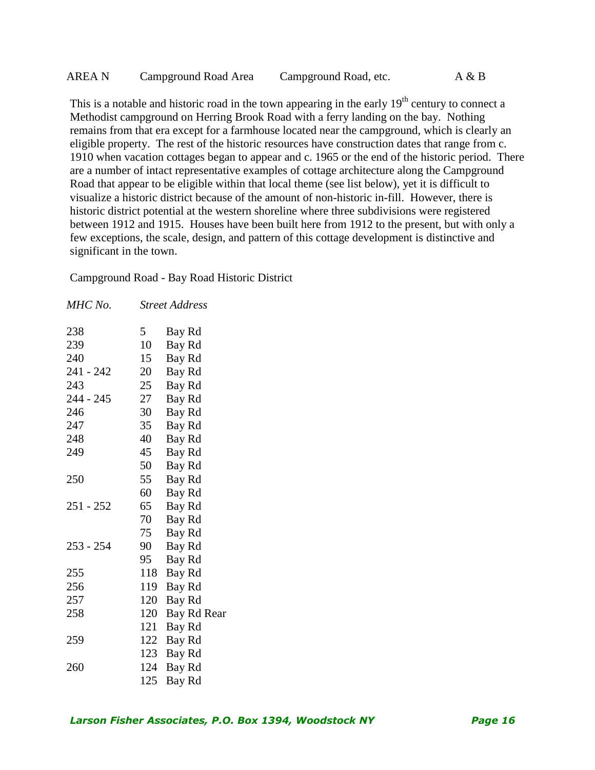AREA N	Campground Road Area	Campground Road, etc.	A & B

This is a notable and historic road in the town appearing in the early 19th century to connect a Methodist campground on Herring Brook Road with a ferry landing on the bay. Nothing remains from that era except for a farmhouse located near the campground, which is clearly an eligible property. The rest of the historic resources have construction dates that range from c. 1910 when vacation cottages began to appear and c. 1965 or the end of the historic period. There are a number of intact representative examples of cottage architecture along the Campground Road that appear to be eligible within that local theme (see list below), yet it is difficult to visualize a historic district because of the amount of non-historic in-fill. However, there is historic district potential at the western shoreline where three subdivisions were registered between 1912 and 1915. Houses have been built here from 1912 to the present, but with only a few exceptions, the scale, design, and pattern of this cottage development is distinctive and significant in the town.

Campground Road - Bay Road Historic District

| *MHC No.* | *Street Address* | |
|---|---|---|
| 238 | 5 | Bay Rd |
| 239 | 10 | Bay Rd |
| 240 | 15 | Bay Rd |
| 241 - 242 | 20 | Bay Rd |
| 243 | 25 | Bay Rd |
| 244 - 245 | 27 | Bay Rd |
| 246 | 30 | Bay Rd |
| 247 | 35 | Bay Rd |
| 248 | 40 | Bay Rd |
| 249 | 45 | Bay Rd |
| | 50 | Bay Rd |
| 250 | 55 | Bay Rd |
| | 60 | Bay Rd |
| 251 - 252 | 65 | Bay Rd |
| | 70 | Bay Rd |
| | 75 | Bay Rd |
| 253 - 254 | 90 | Bay Rd |
| | 95 | Bay Rd |
| 255 | 118 | Bay Rd |
| 256 | 119 | Bay Rd |
| 257 | 120 | Bay Rd |
| 258 | 120 | Bay Rd Rear |
| | 121 | Bay Rd |
| 259 | 122 | Bay Rd |
| | 123 | Bay Rd |
| 260 | 124 | Bay Rd |
| | 125 | Bay Rd |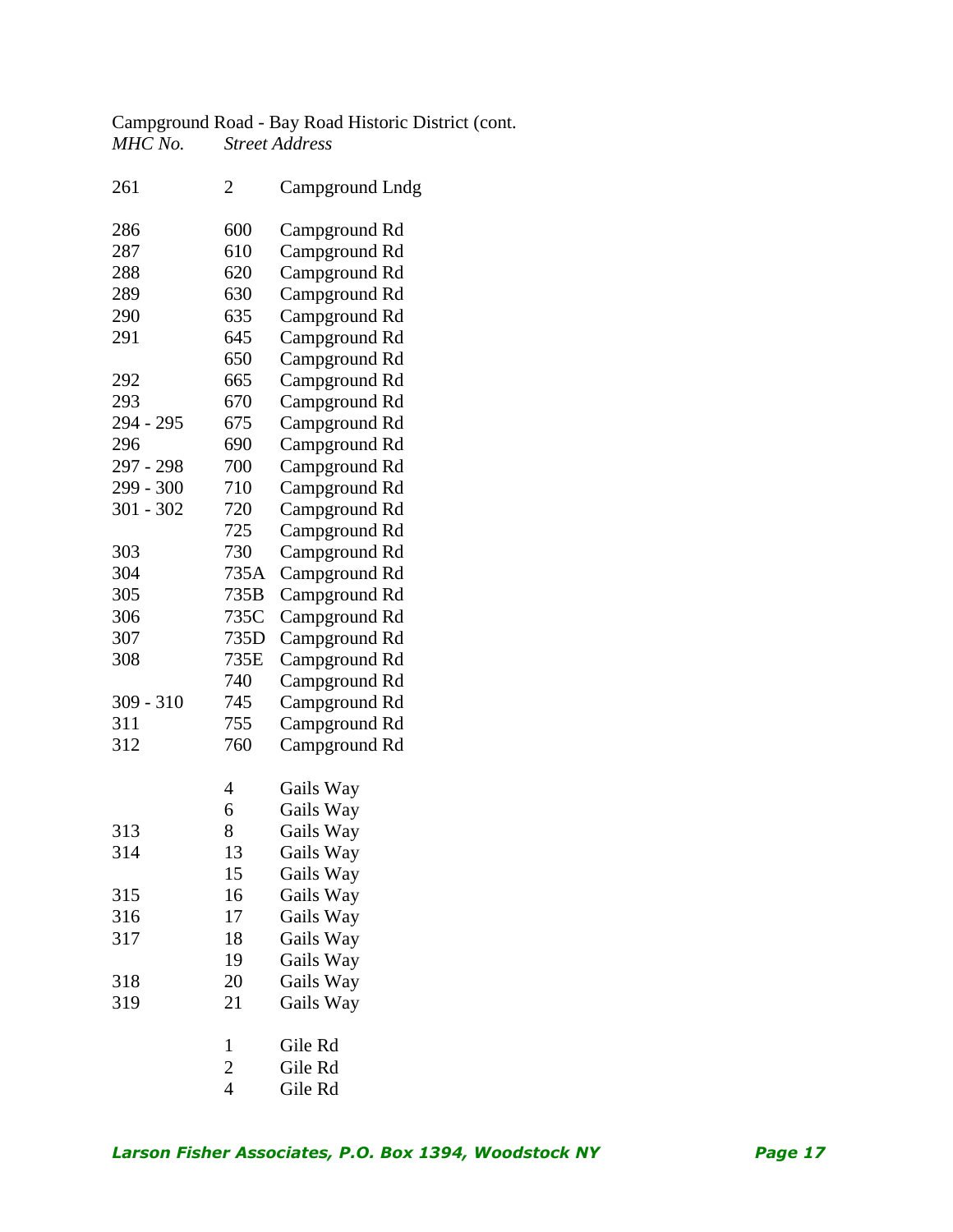Campground Road - Bay Road Historic District (cont.

| *MHC No.* | *Street Address* | |
|---|---|---|
| 261 | 2 | Campground Lndg |
| 286 | 600 | Campground Rd |
| 287 | 610 | Campground Rd |
| 288 | 620 | Campground Rd |
| 289 | 630 | Campground Rd |
| 290 | 635 | Campground Rd |
| 291 | 645 | Campground Rd |
| | 650 | Campground Rd |
| 292 | 665 | Campground Rd |
| 293 | 670 | Campground Rd |
| 294 - 295 | 675 | Campground Rd |
| 296 | 690 | Campground Rd |
| 297 - 298 | 700 | Campground Rd |
| 299 - 300 | 710 | Campground Rd |
| 301 - 302 | 720 | Campground Rd |
| | 725 | Campground Rd |
| 303 | 730 | Campground Rd |
| 304 | 735A | Campground Rd |
| 305 | 735B | Campground Rd |
| 306 | 735C | Campground Rd |
| 307 | 735D | Campground Rd |
| 308 | 735E | Campground Rd |
| | 740 | Campground Rd |
| 309 - 310 | 745 | Campground Rd |
| 311 | 755 | Campground Rd |
| 312 | 760 | Campground Rd |
| | 4 | Gails Way |
| | 6 | Gails Way |
| 313 | 8 | Gails Way |
| 314 | 13 | Gails Way |
| | 15 | Gails Way |
| 315 | 16 | Gails Way |
| 316 | 17 | Gails Way |
| 317 | 18 | Gails Way |
| | 19 | Gails Way |
| 318 | 20 | Gails Way |
| 319 | 21 | Gails Way |
| | 1 | Gile Rd |
| | 2 | Gile Rd |
| | 4 | Gile Rd |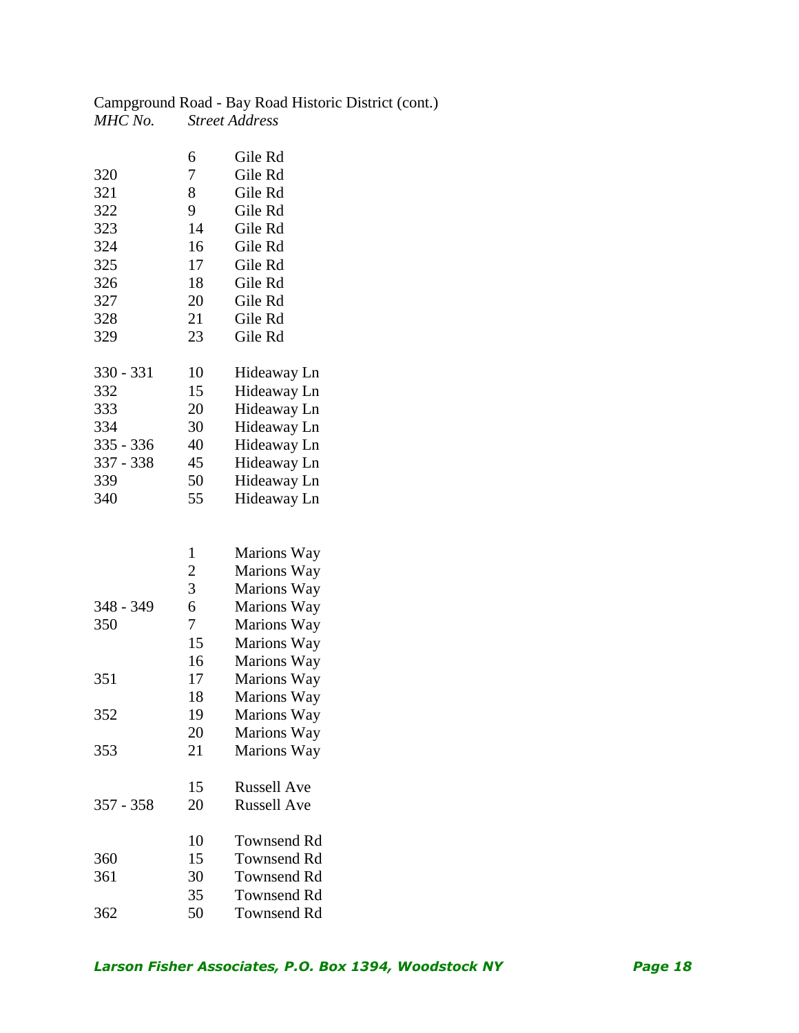Campground Road - Bay Road Historic District (cont.)

| *MHC No.* | *Street Address* | |
|---|---|---|
| | 6 | Gile Rd |
| 320 | 7 | Gile Rd |
| 321 | 8 | Gile Rd |
| 322 | 9 | Gile Rd |
| 323 | 14 | Gile Rd |
| 324 | 16 | Gile Rd |
| 325 | 17 | Gile Rd |
| 326 | 18 | Gile Rd |
| 327 | 20 | Gile Rd |
| 328 | 21 | Gile Rd |
| 329 | 23 | Gile Rd |
| 330 - 331 | 10 | Hideaway Ln |
| 332 | 15 | Hideaway Ln |
| 333 | 20 | Hideaway Ln |
| 334 | 30 | Hideaway Ln |
| 335 - 336 | 40 | Hideaway Ln |
| 337 - 338 | 45 | Hideaway Ln |
| 339 | 50 | Hideaway Ln |
| 340 | 55 | Hideaway Ln |
| | 1 | Marions Way |
| | 2 | Marions Way |
| | 3 | Marions Way |
| 348 - 349 | 6 | Marions Way |
| 350 | 7 | Marions Way |
| | 15 | Marions Way |
| | 16 | Marions Way |
| 351 | 17 | Marions Way |
| | 18 | Marions Way |
| 352 | 19 | Marions Way |
| | 20 | Marions Way |
| 353 | 21 | Marions Way |
| | 15 | Russell Ave |
| 357 - 358 | 20 | Russell Ave |
| | 10 | Townsend Rd |
| 360 | 15 | Townsend Rd |
| 361 | 30 | Townsend Rd |
| | 35 | Townsend Rd |
| 362 | 50 | Townsend Rd |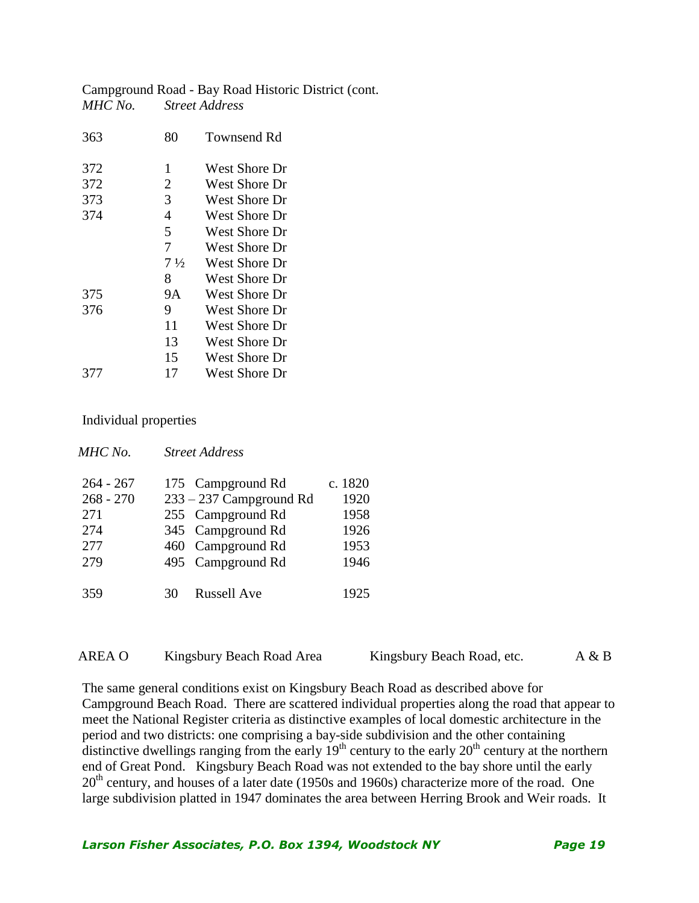Campground Road - Bay Road Historic District (cont.

| *MHC No.* | *Street Address* | |
|---|---|---|
| 363 | 80 | Townsend Rd |
| 372 | 1 | West Shore Dr |
| 372 | 2 | West Shore Dr |
| 373 | 3 | West Shore Dr |
| 374 | 4 | West Shore Dr |
| | 5 | West Shore Dr |
| | 7 | West Shore Dr |
| | 7 ½ | West Shore Dr |
| | 8 | West Shore Dr |
| 375 | 9A | West Shore Dr |
| 376 | 9 | West Shore Dr |
| | 11 | West Shore Dr |
| | 13 | West Shore Dr |
| | 15 | West Shore Dr |
| 377 | 17 | West Shore Dr |

Individual properties

| *MHC No.* | *Street Address* | |
|---|---|---|
| 264 - 267 | 175 Campground Rd | c. 1820 |
| 268 - 270 | 233 – 237 Campground Rd | 1920 |
| 271 | 255 Campground Rd | 1958 |
| 274 | 345 Campground Rd | 1926 |
| 277 | 460 Campground Rd | 1953 |
| 279 | 495 Campground Rd | 1946 |
| 359 | 30 Russell Ave | 1925 |

AREA O Kingsbury Beach Road Area Kingsbury Beach Road, etc. A & B

The same general conditions exist on Kingsbury Beach Road as described above for Campground Beach Road. There are scattered individual properties along the road that appear to meet the National Register criteria as distinctive examples of local domestic architecture in the period and two districts: one comprising a bay-side subdivision and the other containing distinctive dwellings ranging from the early 19th century to the early 20th century at the northern end of Great Pond. Kingsbury Beach Road was not extended to the bay shore until the early 20th century, and houses of a later date (1950s and 1960s) characterize more of the road. One large subdivision platted in 1947 dominates the area between Herring Brook and Weir roads. It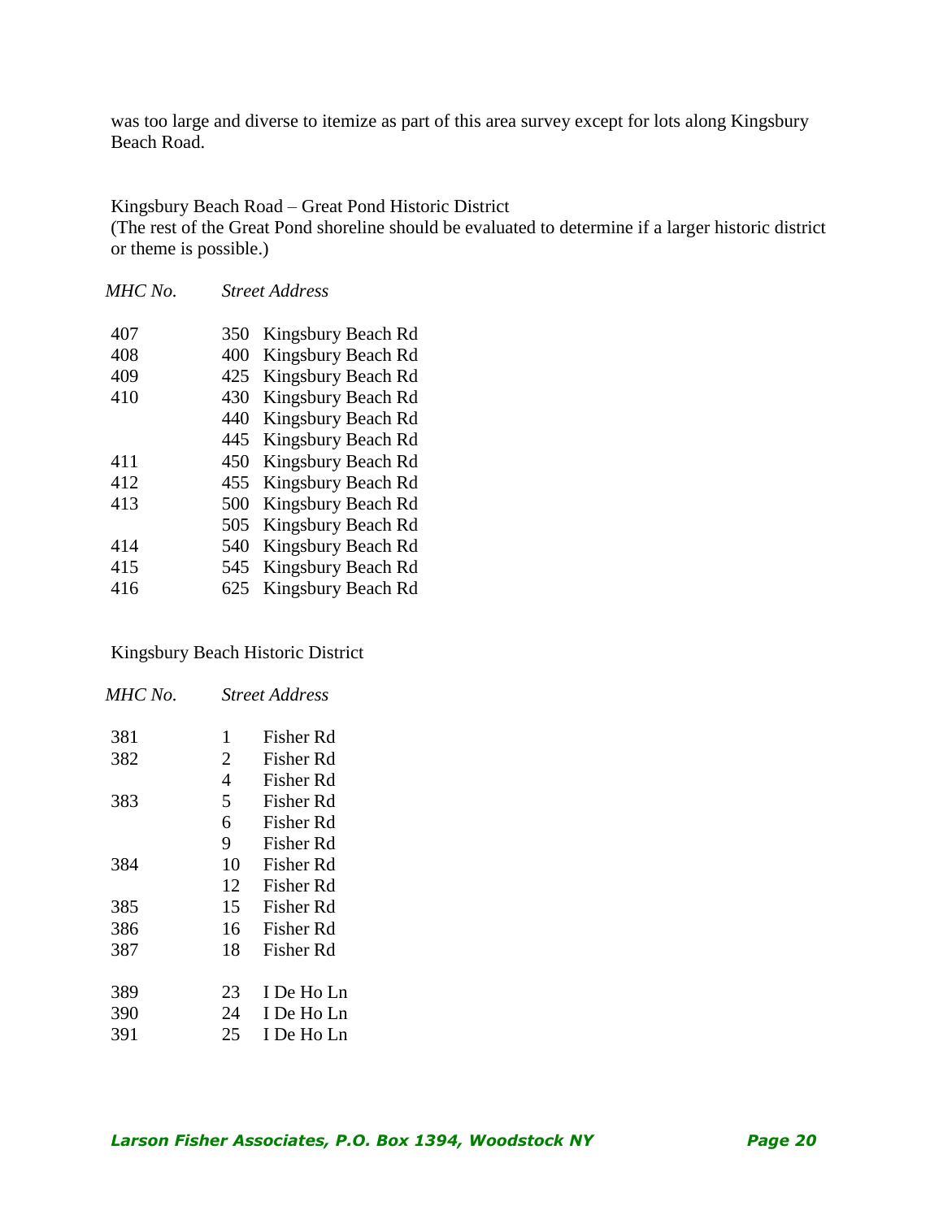was too large and diverse to itemize as part of this area survey except for lots along Kingsbury Beach Road.

Kingsbury Beach Road – Great Pond Historic District
(The rest of the Great Pond shoreline should be evaluated to determine if a larger historic district or theme is possible.)

| *MHC No.* | *Street Address* |
|---|---|
| 407 | 350 Kingsbury Beach Rd |
| 408 | 400 Kingsbury Beach Rd |
| 409 | 425 Kingsbury Beach Rd |
| 410 | 430 Kingsbury Beach Rd |
| | 440 Kingsbury Beach Rd |
| | 445 Kingsbury Beach Rd |
| 411 | 450 Kingsbury Beach Rd |
| 412 | 455 Kingsbury Beach Rd |
| 413 | 500 Kingsbury Beach Rd |
| | 505 Kingsbury Beach Rd |
| 414 | 540 Kingsbury Beach Rd |
| 415 | 545 Kingsbury Beach Rd |
| 416 | 625 Kingsbury Beach Rd |

Kingsbury Beach Historic District

| *MHC No.* | *Street Address* |
|---|---|
| 381 | 1 Fisher Rd |
| 382 | 2 Fisher Rd |
| | 4 Fisher Rd |
| 383 | 5 Fisher Rd |
| | 6 Fisher Rd |
| | 9 Fisher Rd |
| 384 | 10 Fisher Rd |
| | 12 Fisher Rd |
| 385 | 15 Fisher Rd |
| 386 | 16 Fisher Rd |
| 387 | 18 Fisher Rd |
| | |
| 389 | 23 I De Ho Ln |
| 390 | 24 I De Ho Ln |
| 391 | 25 I De Ho Ln |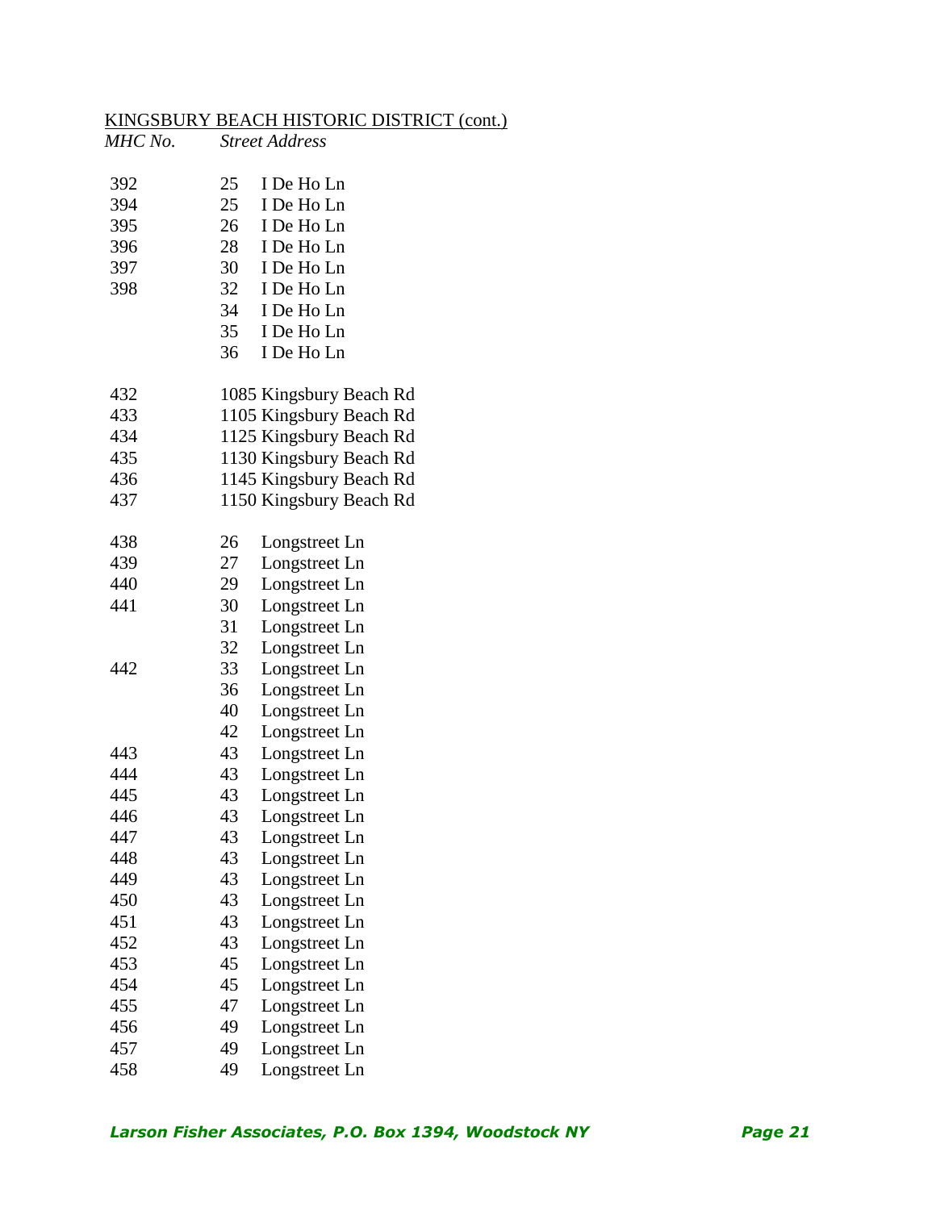KINGSBURY BEACH HISTORIC DISTRICT (cont.)

| *MHC No.* | *Street Address* |
|---|---|
| 392 | 25 I De Ho Ln |
| 394 | 25 I De Ho Ln |
| 395 | 26 I De Ho Ln |
| 396 | 28 I De Ho Ln |
| 397 | 30 I De Ho Ln |
| 398 | 32 I De Ho Ln |
| | 34 I De Ho Ln |
| | 35 I De Ho Ln |
| | 36 I De Ho Ln |
| | |
| 432 | 1085 Kingsbury Beach Rd |
| 433 | 1105 Kingsbury Beach Rd |
| 434 | 1125 Kingsbury Beach Rd |
| 435 | 1130 Kingsbury Beach Rd |
| 436 | 1145 Kingsbury Beach Rd |
| 437 | 1150 Kingsbury Beach Rd |
| | |
| 438 | 26 Longstreet Ln |
| 439 | 27 Longstreet Ln |
| 440 | 29 Longstreet Ln |
| 441 | 30 Longstreet Ln |
| | 31 Longstreet Ln |
| | 32 Longstreet Ln |
| 442 | 33 Longstreet Ln |
| | 36 Longstreet Ln |
| | 40 Longstreet Ln |
| | 42 Longstreet Ln |
| 443 | 43 Longstreet Ln |
| 444 | 43 Longstreet Ln |
| 445 | 43 Longstreet Ln |
| 446 | 43 Longstreet Ln |
| 447 | 43 Longstreet Ln |
| 448 | 43 Longstreet Ln |
| 449 | 43 Longstreet Ln |
| 450 | 43 Longstreet Ln |
| 451 | 43 Longstreet Ln |
| 452 | 43 Longstreet Ln |
| 453 | 45 Longstreet Ln |
| 454 | 45 Longstreet Ln |
| 455 | 47 Longstreet Ln |
| 456 | 49 Longstreet Ln |
| 457 | 49 Longstreet Ln |
| 458 | 49 Longstreet Ln |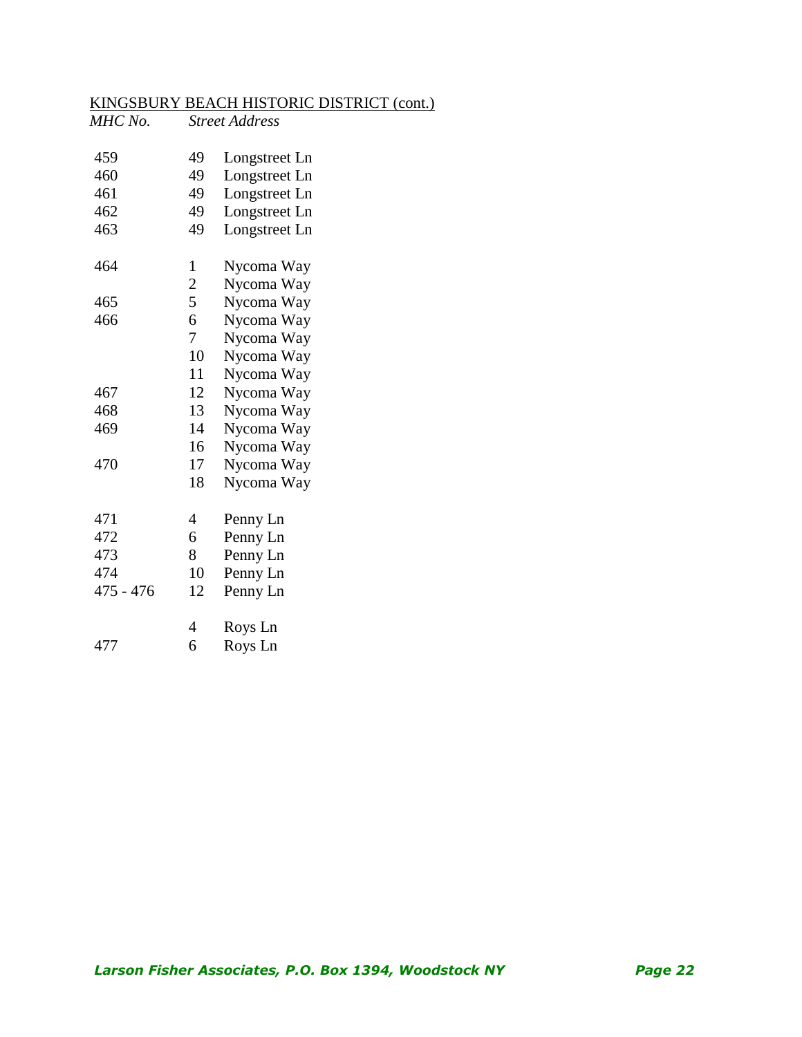KINGSBURY BEACH HISTORIC DISTRICT (cont.)

| *MHC No.* | *Street Address* | |
|---|---|---|
| 459 | 49 | Longstreet Ln |
| 460 | 49 | Longstreet Ln |
| 461 | 49 | Longstreet Ln |
| 462 | 49 | Longstreet Ln |
| 463 | 49 | Longstreet Ln |
| | | |
| 464 | 1 | Nycoma Way |
| | 2 | Nycoma Way |
| 465 | 5 | Nycoma Way |
| 466 | 6 | Nycoma Way |
| | 7 | Nycoma Way |
| | 10 | Nycoma Way |
| | 11 | Nycoma Way |
| 467 | 12 | Nycoma Way |
| 468 | 13 | Nycoma Way |
| 469 | 14 | Nycoma Way |
| | 16 | Nycoma Way |
| 470 | 17 | Nycoma Way |
| | 18 | Nycoma Way |
| | | |
| 471 | 4 | Penny Ln |
| 472 | 6 | Penny Ln |
| 473 | 8 | Penny Ln |
| 474 | 10 | Penny Ln |
| 475 - 476 | 12 | Penny Ln |
| | | |
| | 4 | Roys Ln |
| 477 | 6 | Roys Ln |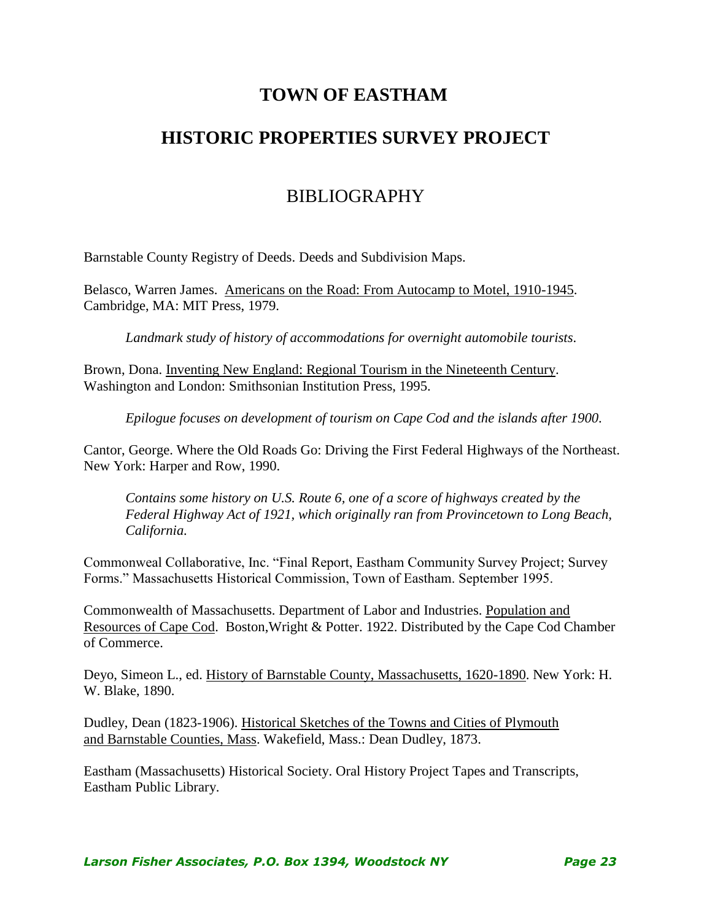# TOWN OF EASTHAM

# HISTORIC PROPERTIES SURVEY PROJECT

## BIBLIOGRAPHY

Barnstable County Registry of Deeds. Deeds and Subdivision Maps.

Belasco, Warren James. Americans on the Road: From Autocamp to Motel, 1910-1945. Cambridge, MA: MIT Press, 1979.

> *Landmark study of history of accommodations for overnight automobile tourists.*

Brown, Dona. Inventing New England: Regional Tourism in the Nineteenth Century. Washington and London: Smithsonian Institution Press, 1995.

> *Epilogue focuses on development of tourism on Cape Cod and the islands after 1900.*

Cantor, George. Where the Old Roads Go: Driving the First Federal Highways of the Northeast. New York: Harper and Row, 1990.

> *Contains some history on U.S. Route 6, one of a score of highways created by the Federal Highway Act of 1921, which originally ran from Provincetown to Long Beach, California.*

Commonweal Collaborative, Inc. "Final Report, Eastham Community Survey Project; Survey Forms." Massachusetts Historical Commission, Town of Eastham. September 1995.

Commonwealth of Massachusetts. Department of Labor and Industries. Population and Resources of Cape Cod. Boston,Wright & Potter. 1922. Distributed by the Cape Cod Chamber of Commerce.

Deyo, Simeon L., ed. History of Barnstable County, Massachusetts, 1620-1890. New York: H. W. Blake, 1890.

Dudley, Dean (1823-1906). Historical Sketches of the Towns and Cities of Plymouth and Barnstable Counties, Mass. Wakefield, Mass.: Dean Dudley, 1873.

Eastham (Massachusetts) Historical Society. Oral History Project Tapes and Transcripts, Eastham Public Library.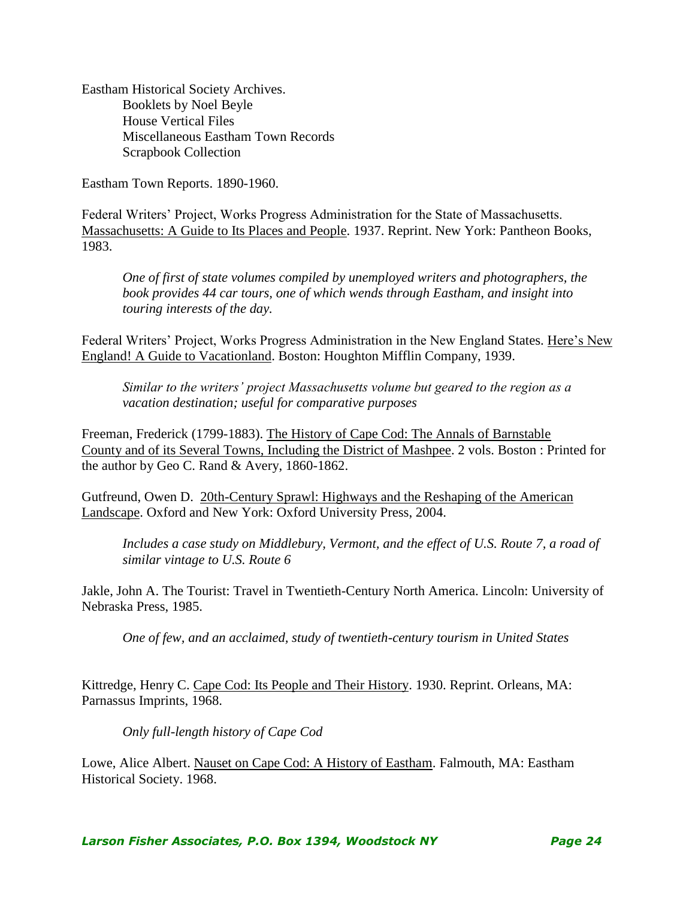Eastham Historical Society Archives.

- Booklets by Noel Beyle
- House Vertical Files
- Miscellaneous Eastham Town Records
- Scrapbook Collection

Eastham Town Reports. 1890-1960.

Federal Writers' Project, Works Progress Administration for the State of Massachusetts. Massachusetts: A Guide to Its Places and People. 1937. Reprint. New York: Pantheon Books, 1983.

> *One of first of state volumes compiled by unemployed writers and photographers, the book provides 44 car tours, one of which wends through Eastham, and insight into touring interests of the day.*

Federal Writers' Project, Works Progress Administration in the New England States. Here's New England! A Guide to Vacationland. Boston: Houghton Mifflin Company, 1939.

> *Similar to the writers' project Massachusetts volume but geared to the region as a vacation destination; useful for comparative purposes*

Freeman, Frederick (1799-1883). The History of Cape Cod: The Annals of Barnstable County and of its Several Towns, Including the District of Mashpee. 2 vols. Boston : Printed for the author by Geo C. Rand & Avery, 1860-1862.

Gutfreund, Owen D. 20th-Century Sprawl: Highways and the Reshaping of the American Landscape. Oxford and New York: Oxford University Press, 2004.

> *Includes a case study on Middlebury, Vermont, and the effect of U.S. Route 7, a road of similar vintage to U.S. Route 6*

Jakle, John A. The Tourist: Travel in Twentieth-Century North America. Lincoln: University of Nebraska Press, 1985.

> *One of few, and an acclaimed, study of twentieth-century tourism in United States*

Kittredge, Henry C. Cape Cod: Its People and Their History. 1930. Reprint. Orleans, MA: Parnassus Imprints, 1968.

> *Only full-length history of Cape Cod*

Lowe, Alice Albert. Nauset on Cape Cod: A History of Eastham. Falmouth, MA: Eastham Historical Society. 1968.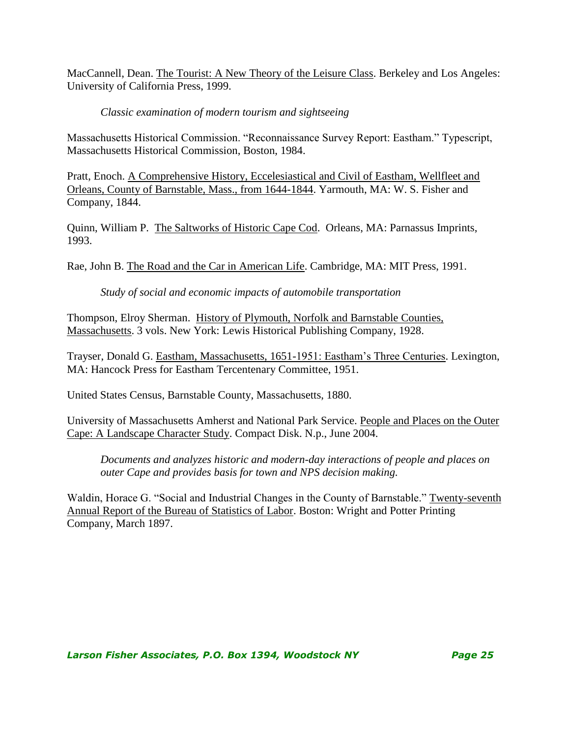MacCannell, Dean. The Tourist: A New Theory of the Leisure Class. Berkeley and Los Angeles: University of California Press, 1999.

> *Classic examination of modern tourism and sightseeing*

Massachusetts Historical Commission. "Reconnaissance Survey Report: Eastham." Typescript, Massachusetts Historical Commission, Boston, 1984.

Pratt, Enoch. A Comprehensive History, Eccelesiastical and Civil of Eastham, Wellfleet and Orleans, County of Barnstable, Mass., from 1644-1844. Yarmouth, MA: W. S. Fisher and Company, 1844.

Quinn, William P. The Saltworks of Historic Cape Cod. Orleans, MA: Parnassus Imprints, 1993.

Rae, John B. The Road and the Car in American Life. Cambridge, MA: MIT Press, 1991.

> *Study of social and economic impacts of automobile transportation*

Thompson, Elroy Sherman. History of Plymouth, Norfolk and Barnstable Counties, Massachusetts. 3 vols. New York: Lewis Historical Publishing Company, 1928.

Trayser, Donald G. Eastham, Massachusetts, 1651-1951: Eastham's Three Centuries. Lexington, MA: Hancock Press for Eastham Tercentenary Committee, 1951.

United States Census, Barnstable County, Massachusetts, 1880.

University of Massachusetts Amherst and National Park Service. People and Places on the Outer Cape: A Landscape Character Study. Compact Disk. N.p., June 2004.

> *Documents and analyzes historic and modern-day interactions of people and places on outer Cape and provides basis for town and NPS decision making.*

Waldin, Horace G. "Social and Industrial Changes in the County of Barnstable." Twenty-seventh Annual Report of the Bureau of Statistics of Labor. Boston: Wright and Potter Printing Company, March 1897.